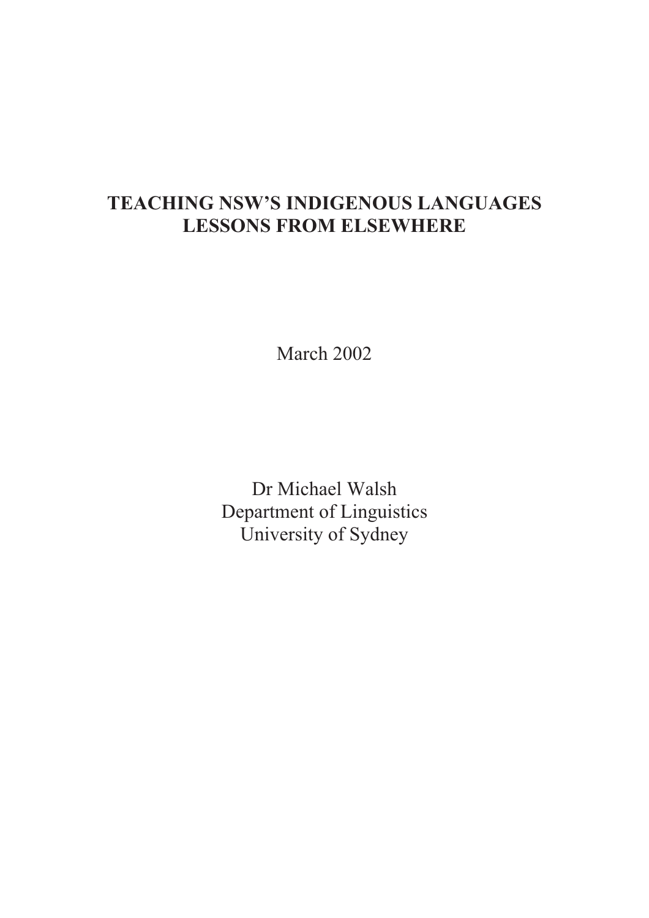# TEACHING NSW'S INDIGENOUS LANGUAGES
# LESSONS FROM ELSEWHERE

March 2002

Dr Michael Walsh
Department of Linguistics
University of Sydney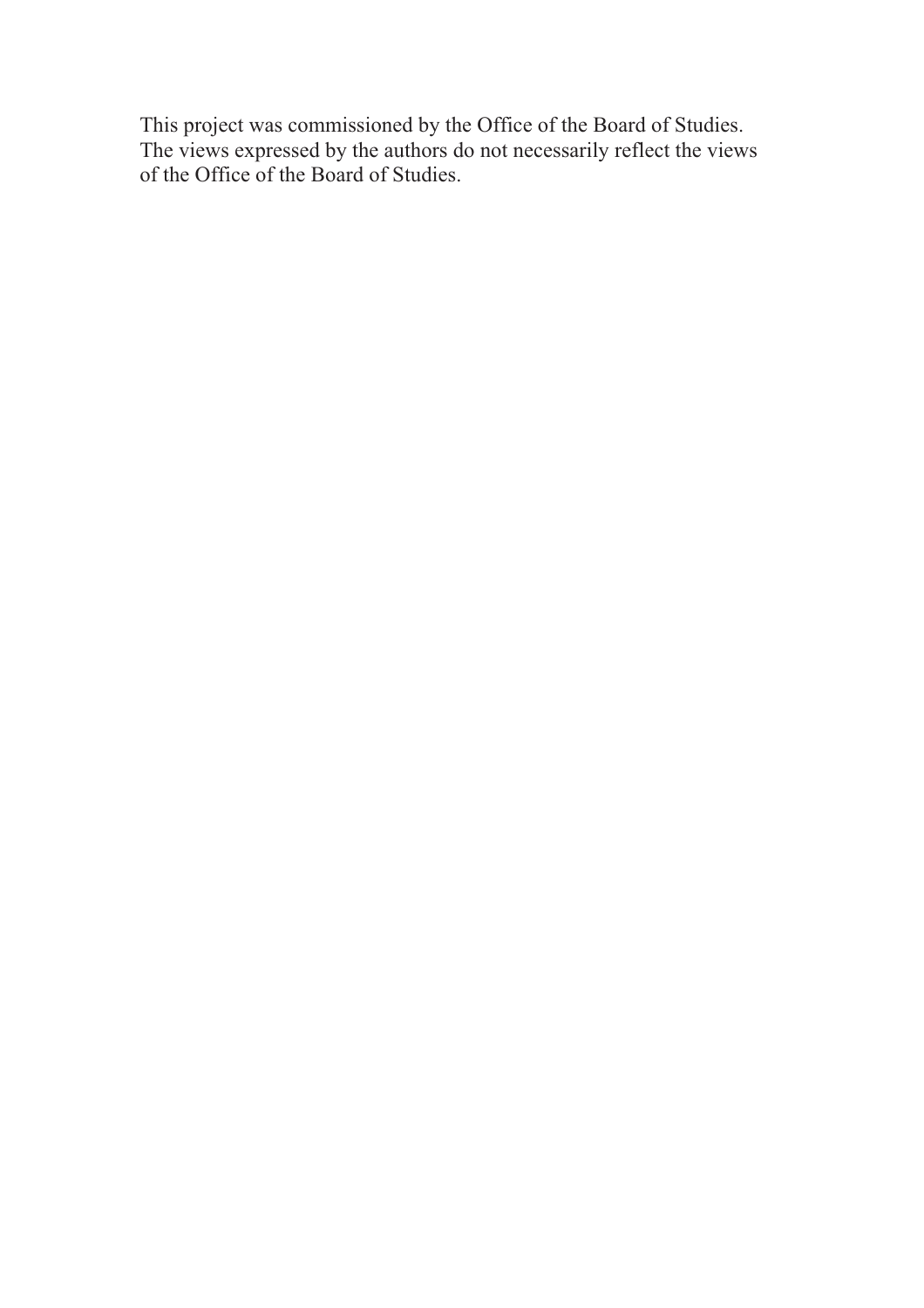This project was commissioned by the Office of the Board of Studies. The views expressed by the authors do not necessarily reflect the views of the Office of the Board of Studies.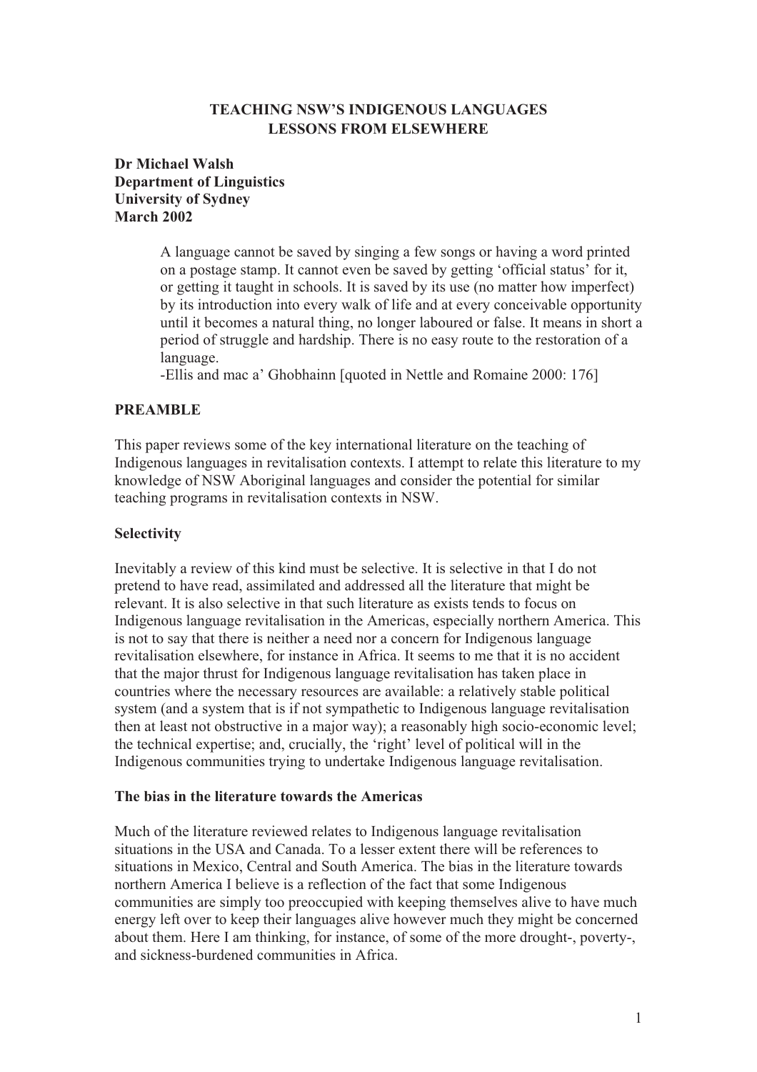**TEACHING NSW'S INDIGENOUS LANGUAGES**
**LESSONS FROM ELSEWHERE**

**Dr Michael Walsh**
**Department of Linguistics**
**University of Sydney**
**March 2002**

> A language cannot be saved by singing a few songs or having a word printed on a postage stamp. It cannot even be saved by getting 'official status' for it, or getting it taught in schools. It is saved by its use (no matter how imperfect) by its introduction into every walk of life and at every conceivable opportunity until it becomes a natural thing, no longer laboured or false. It means in short a period of struggle and hardship. There is no easy route to the restoration of a language.
> -Ellis and mac a' Ghobhainn [quoted in Nettle and Romaine 2000: 176]

## PREAMBLE

This paper reviews some of the key international literature on the teaching of Indigenous languages in revitalisation contexts. I attempt to relate this literature to my knowledge of NSW Aboriginal languages and consider the potential for similar teaching programs in revitalisation contexts in NSW.

### Selectivity

Inevitably a review of this kind must be selective. It is selective in that I do not pretend to have read, assimilated and addressed all the literature that might be relevant. It is also selective in that such literature as exists tends to focus on Indigenous language revitalisation in the Americas, especially northern America. This is not to say that there is neither a need nor a concern for Indigenous language revitalisation elsewhere, for instance in Africa. It seems to me that it is no accident that the major thrust for Indigenous language revitalisation has taken place in countries where the necessary resources are available: a relatively stable political system (and a system that is if not sympathetic to Indigenous language revitalisation then at least not obstructive in a major way); a reasonably high socio-economic level; the technical expertise; and, crucially, the 'right' level of political will in the Indigenous communities trying to undertake Indigenous language revitalisation.

### The bias in the literature towards the Americas

Much of the literature reviewed relates to Indigenous language revitalisation situations in the USA and Canada. To a lesser extent there will be references to situations in Mexico, Central and South America. The bias in the literature towards northern America I believe is a reflection of the fact that some Indigenous communities are simply too preoccupied with keeping themselves alive to have much energy left over to keep their languages alive however much they might be concerned about them. Here I am thinking, for instance, of some of the more drought-, poverty-, and sickness-burdened communities in Africa.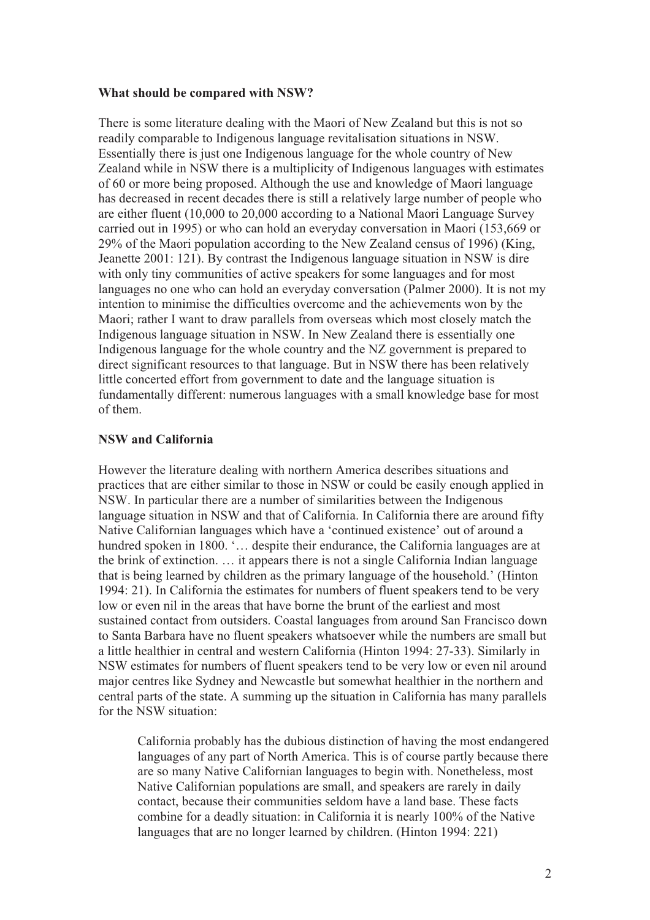**What should be compared with NSW?**

There is some literature dealing with the Maori of New Zealand but this is not so readily comparable to Indigenous language revitalisation situations in NSW. Essentially there is just one Indigenous language for the whole country of New Zealand while in NSW there is a multiplicity of Indigenous languages with estimates of 60 or more being proposed. Although the use and knowledge of Maori language has decreased in recent decades there is still a relatively large number of people who are either fluent (10,000 to 20,000 according to a National Maori Language Survey carried out in 1995) or who can hold an everyday conversation in Maori (153,669 or 29% of the Maori population according to the New Zealand census of 1996) (King, Jeanette 2001: 121). By contrast the Indigenous language situation in NSW is dire with only tiny communities of active speakers for some languages and for most languages no one who can hold an everyday conversation (Palmer 2000). It is not my intention to minimise the difficulties overcome and the achievements won by the Maori; rather I want to draw parallels from overseas which most closely match the Indigenous language situation in NSW. In New Zealand there is essentially one Indigenous language for the whole country and the NZ government is prepared to direct significant resources to that language. But in NSW there has been relatively little concerted effort from government to date and the language situation is fundamentally different: numerous languages with a small knowledge base for most of them.

**NSW and California**

However the literature dealing with northern America describes situations and practices that are either similar to those in NSW or could be easily enough applied in NSW. In particular there are a number of similarities between the Indigenous language situation in NSW and that of California. In California there are around fifty Native Californian languages which have a 'continued existence' out of around a hundred spoken in 1800. '… despite their endurance, the California languages are at the brink of extinction. … it appears there is not a single California Indian language that is being learned by children as the primary language of the household.' (Hinton 1994: 21). In California the estimates for numbers of fluent speakers tend to be very low or even nil in the areas that have borne the brunt of the earliest and most sustained contact from outsiders. Coastal languages from around San Francisco down to Santa Barbara have no fluent speakers whatsoever while the numbers are small but a little healthier in central and western California (Hinton 1994: 27-33). Similarly in NSW estimates for numbers of fluent speakers tend to be very low or even nil around major centres like Sydney and Newcastle but somewhat healthier in the northern and central parts of the state. A summing up the situation in California has many parallels for the NSW situation:

> California probably has the dubious distinction of having the most endangered languages of any part of North America. This is of course partly because there are so many Native Californian languages to begin with. Nonetheless, most Native Californian populations are small, and speakers are rarely in daily contact, because their communities seldom have a land base. These facts combine for a deadly situation: in California it is nearly 100% of the Native languages that are no longer learned by children. (Hinton 1994: 221)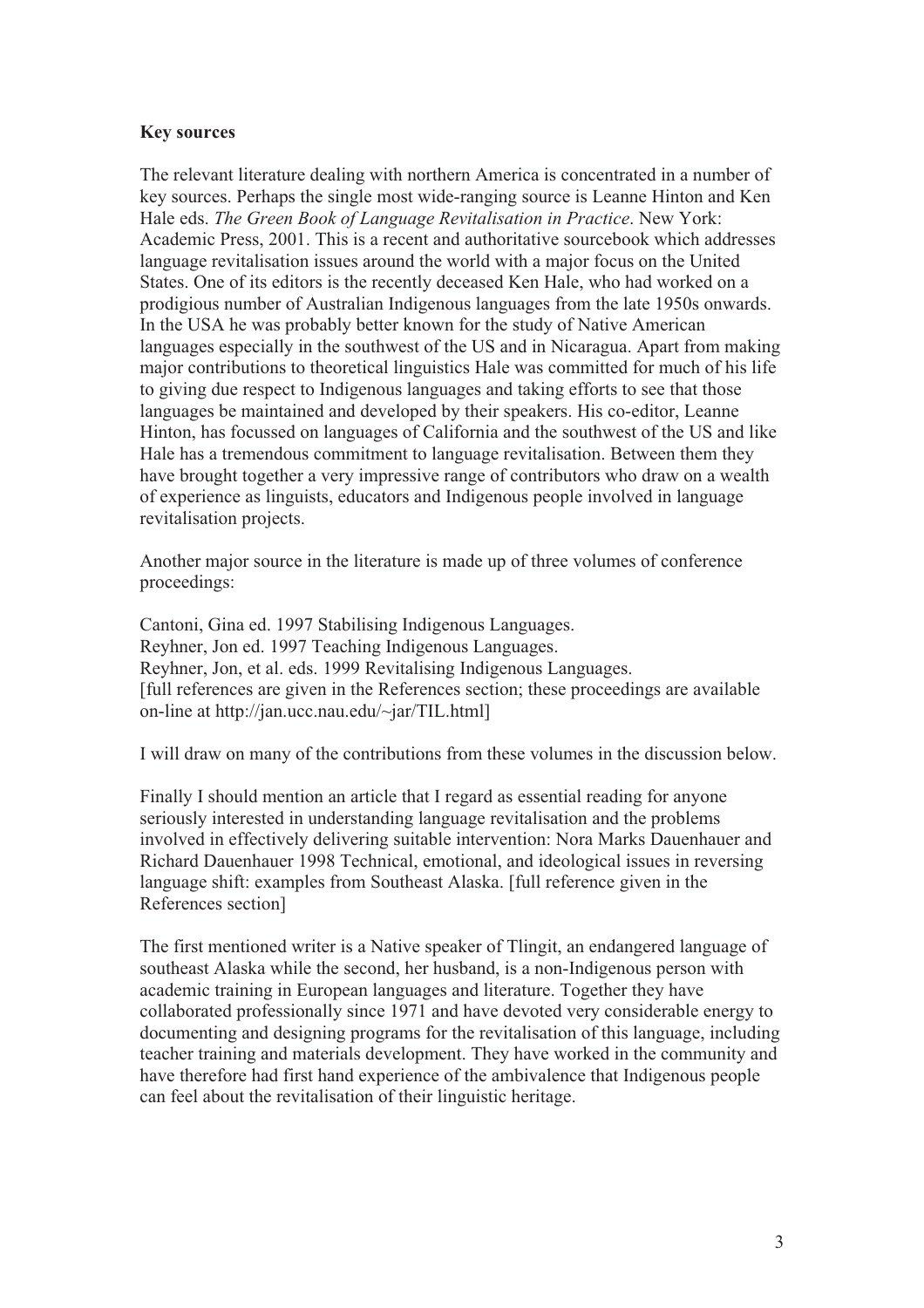**Key sources**

The relevant literature dealing with northern America is concentrated in a number of key sources. Perhaps the single most wide-ranging source is Leanne Hinton and Ken Hale eds. *The Green Book of Language Revitalisation in Practice*. New York: Academic Press, 2001. This is a recent and authoritative sourcebook which addresses language revitalisation issues around the world with a major focus on the United States. One of its editors is the recently deceased Ken Hale, who had worked on a prodigious number of Australian Indigenous languages from the late 1950s onwards. In the USA he was probably better known for the study of Native American languages especially in the southwest of the US and in Nicaragua. Apart from making major contributions to theoretical linguistics Hale was committed for much of his life to giving due respect to Indigenous languages and taking efforts to see that those languages be maintained and developed by their speakers. His co-editor, Leanne Hinton, has focussed on languages of California and the southwest of the US and like Hale has a tremendous commitment to language revitalisation. Between them they have brought together a very impressive range of contributors who draw on a wealth of experience as linguists, educators and Indigenous people involved in language revitalisation projects.

Another major source in the literature is made up of three volumes of conference proceedings:

Cantoni, Gina ed. 1997 Stabilising Indigenous Languages.
Reyhner, Jon ed. 1997 Teaching Indigenous Languages.
Reyhner, Jon, et al. eds. 1999 Revitalising Indigenous Languages.
[full references are given in the References section; these proceedings are available on-line at http://jan.ucc.nau.edu/~jar/TIL.html]

I will draw on many of the contributions from these volumes in the discussion below.

Finally I should mention an article that I regard as essential reading for anyone seriously interested in understanding language revitalisation and the problems involved in effectively delivering suitable intervention: Nora Marks Dauenhauer and Richard Dauenhauer 1998 Technical, emotional, and ideological issues in reversing language shift: examples from Southeast Alaska. [full reference given in the References section]

The first mentioned writer is a Native speaker of Tlingit, an endangered language of southeast Alaska while the second, her husband, is a non-Indigenous person with academic training in European languages and literature. Together they have collaborated professionally since 1971 and have devoted very considerable energy to documenting and designing programs for the revitalisation of this language, including teacher training and materials development. They have worked in the community and have therefore had first hand experience of the ambivalence that Indigenous people can feel about the revitalisation of their linguistic heritage.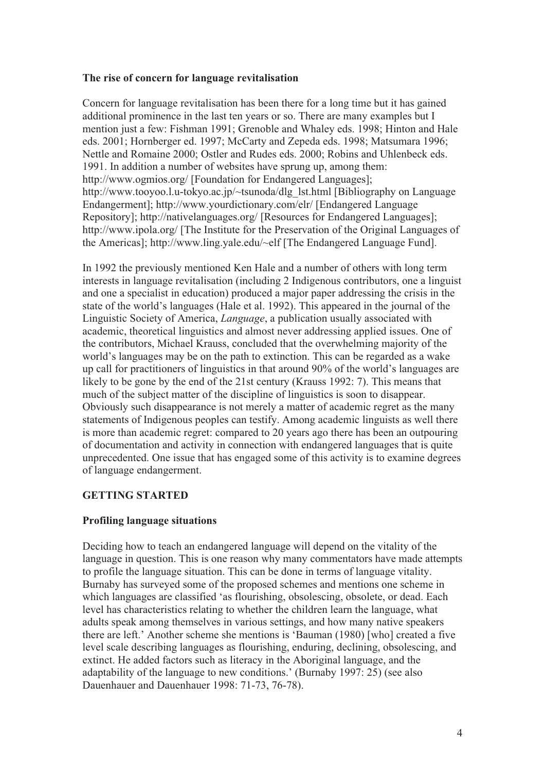### The rise of concern for language revitalisation

Concern for language revitalisation has been there for a long time but it has gained additional prominence in the last ten years or so. There are many examples but I mention just a few: Fishman 1991; Grenoble and Whaley eds. 1998; Hinton and Hale eds. 2001; Hornberger ed. 1997; McCarty and Zepeda eds. 1998; Matsumara 1996; Nettle and Romaine 2000; Ostler and Rudes eds. 2000; Robins and Uhlenbeck eds. 1991. In addition a number of websites have sprung up, among them: http://www.ogmios.org/ [Foundation for Endangered Languages]; http://www.tooyoo.l.u-tokyo.ac.jp/~tsunoda/dlg_lst.html [Bibliography on Language Endangerment]; http://www.yourdictionary.com/elr/ [Endangered Language Repository]; http://nativelanguages.org/ [Resources for Endangered Languages]; http://www.ipola.org/ [The Institute for the Preservation of the Original Languages of the Americas]; http://www.ling.yale.edu/~elf [The Endangered Language Fund].

In 1992 the previously mentioned Ken Hale and a number of others with long term interests in language revitalisation (including 2 Indigenous contributors, one a linguist and one a specialist in education) produced a major paper addressing the crisis in the state of the world's languages (Hale et al. 1992). This appeared in the journal of the Linguistic Society of America, *Language*, a publication usually associated with academic, theoretical linguistics and almost never addressing applied issues. One of the contributors, Michael Krauss, concluded that the overwhelming majority of the world's languages may be on the path to extinction. This can be regarded as a wake up call for practitioners of linguistics in that around 90% of the world's languages are likely to be gone by the end of the 21st century (Krauss 1992: 7). This means that much of the subject matter of the discipline of linguistics is soon to disappear. Obviously such disappearance is not merely a matter of academic regret as the many statements of Indigenous peoples can testify. Among academic linguists as well there is more than academic regret: compared to 20 years ago there has been an outpouring of documentation and activity in connection with endangered languages that is quite unprecedented. One issue that has engaged some of this activity is to examine degrees of language endangerment.

## GETTING STARTED

### Profiling language situations

Deciding how to teach an endangered language will depend on the vitality of the language in question. This is one reason why many commentators have made attempts to profile the language situation. This can be done in terms of language vitality. Burnaby has surveyed some of the proposed schemes and mentions one scheme in which languages are classified 'as flourishing, obsolescing, obsolete, or dead. Each level has characteristics relating to whether the children learn the language, what adults speak among themselves in various settings, and how many native speakers there are left.' Another scheme she mentions is 'Bauman (1980) [who] created a five level scale describing languages as flourishing, enduring, declining, obsolescing, and extinct. He added factors such as literacy in the Aboriginal language, and the adaptability of the language to new conditions.' (Burnaby 1997: 25) (see also Dauenhauer and Dauenhauer 1998: 71-73, 76-78).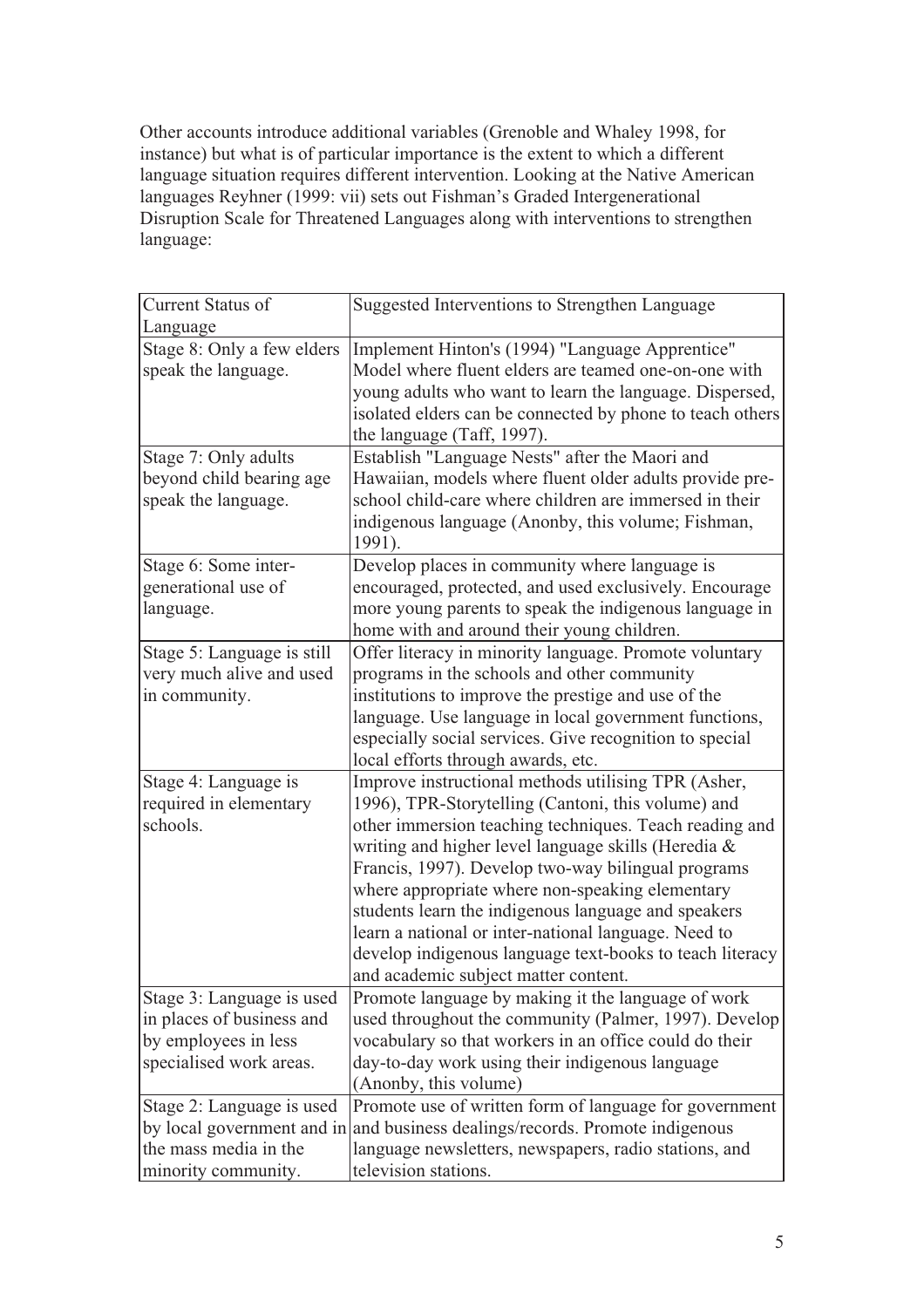Other accounts introduce additional variables (Grenoble and Whaley 1998, for instance) but what is of particular importance is the extent to which a different language situation requires different intervention. Looking at the Native American languages Reyhner (1999: vii) sets out Fishman's Graded Intergenerational Disruption Scale for Threatened Languages along with interventions to strengthen language:

| Current Status of Language | Suggested Interventions to Strengthen Language |
|---|---|
| Stage 8: Only a few elders speak the language. | Implement Hinton's (1994) "Language Apprentice" Model where fluent elders are teamed one-on-one with young adults who want to learn the language. Dispersed, isolated elders can be connected by phone to teach others the language (Taff, 1997). |
| Stage 7: Only adults beyond child bearing age speak the language. | Establish "Language Nests" after the Maori and Hawaiian, models where fluent older adults provide pre-school child-care where children are immersed in their indigenous language (Anonby, this volume; Fishman, 1991). |
| Stage 6: Some inter-generational use of language. | Develop places in community where language is encouraged, protected, and used exclusively. Encourage more young parents to speak the indigenous language in home with and around their young children. |
| Stage 5: Language is still very much alive and used in community. | Offer literacy in minority language. Promote voluntary programs in the schools and other community institutions to improve the prestige and use of the language. Use language in local government functions, especially social services. Give recognition to special local efforts through awards, etc. |
| Stage 4: Language is required in elementary schools. | Improve instructional methods utilising TPR (Asher, 1996), TPR-Storytelling (Cantoni, this volume) and other immersion teaching techniques. Teach reading and writing and higher level language skills (Heredia & Francis, 1997). Develop two-way bilingual programs where appropriate where non-speaking elementary students learn the indigenous language and speakers learn a national or inter-national language. Need to develop indigenous language text-books to teach literacy and academic subject matter content. |
| Stage 3: Language is used in places of business and by employees in less specialised work areas. | Promote language by making it the language of work used throughout the community (Palmer, 1997). Develop vocabulary so that workers in an office could do their day-to-day work using their indigenous language (Anonby, this volume) |
| Stage 2: Language is used by local government and in the mass media in the minority community. | Promote use of written form of language for government and business dealings/records. Promote indigenous language newsletters, newspapers, radio stations, and television stations. |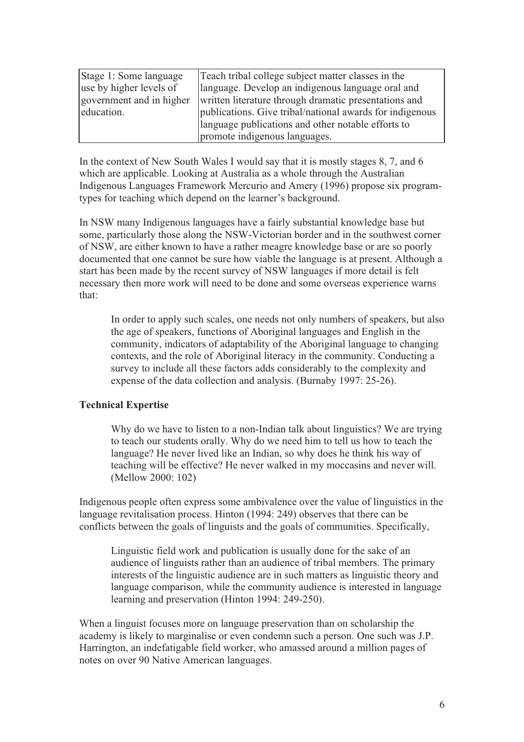| Stage 1: Some language use by higher levels of government and in higher education. | Teach tribal college subject matter classes in the language. Develop an indigenous language oral and written literature through dramatic presentations and publications. Give tribal/national awards for indigenous language publications and other notable efforts to promote indigenous languages. |
|---|---|

In the context of New South Wales I would say that it is mostly stages 8, 7, and 6 which are applicable. Looking at Australia as a whole through the Australian Indigenous Languages Framework Mercurio and Amery (1996) propose six program-types for teaching which depend on the learner's background.

In NSW many Indigenous languages have a fairly substantial knowledge base but some, particularly those along the NSW-Victorian border and in the southwest corner of NSW, are either known to have a rather meagre knowledge base or are so poorly documented that one cannot be sure how viable the language is at present. Although a start has been made by the recent survey of NSW languages if more detail is felt necessary then more work will need to be done and some overseas experience warns that:

> In order to apply such scales, one needs not only numbers of speakers, but also the age of speakers, functions of Aboriginal languages and English in the community, indicators of adaptability of the Aboriginal language to changing contexts, and the role of Aboriginal literacy in the community. Conducting a survey to include all these factors adds considerably to the complexity and expense of the data collection and analysis. (Burnaby 1997: 25-26).

**Technical Expertise**

> Why do we have to listen to a non-Indian talk about linguistics? We are trying to teach our students orally. Why do we need him to tell us how to teach the language? He never lived like an Indian, so why does he think his way of teaching will be effective? He never walked in my moccasins and never will. (Mellow 2000: 102)

Indigenous people often express some ambivalence over the value of linguistics in the language revitalisation process. Hinton (1994: 249) observes that there can be conflicts between the goals of linguists and the goals of communities. Specifically,

> Linguistic field work and publication is usually done for the sake of an audience of linguists rather than an audience of tribal members. The primary interests of the linguistic audience are in such matters as linguistic theory and language comparison, while the community audience is interested in language learning and preservation (Hinton 1994: 249-250).

When a linguist focuses more on language preservation than on scholarship the academy is likely to marginalise or even condemn such a person. One such was J.P. Harrington, an indefatigable field worker, who amassed around a million pages of notes on over 90 Native American languages.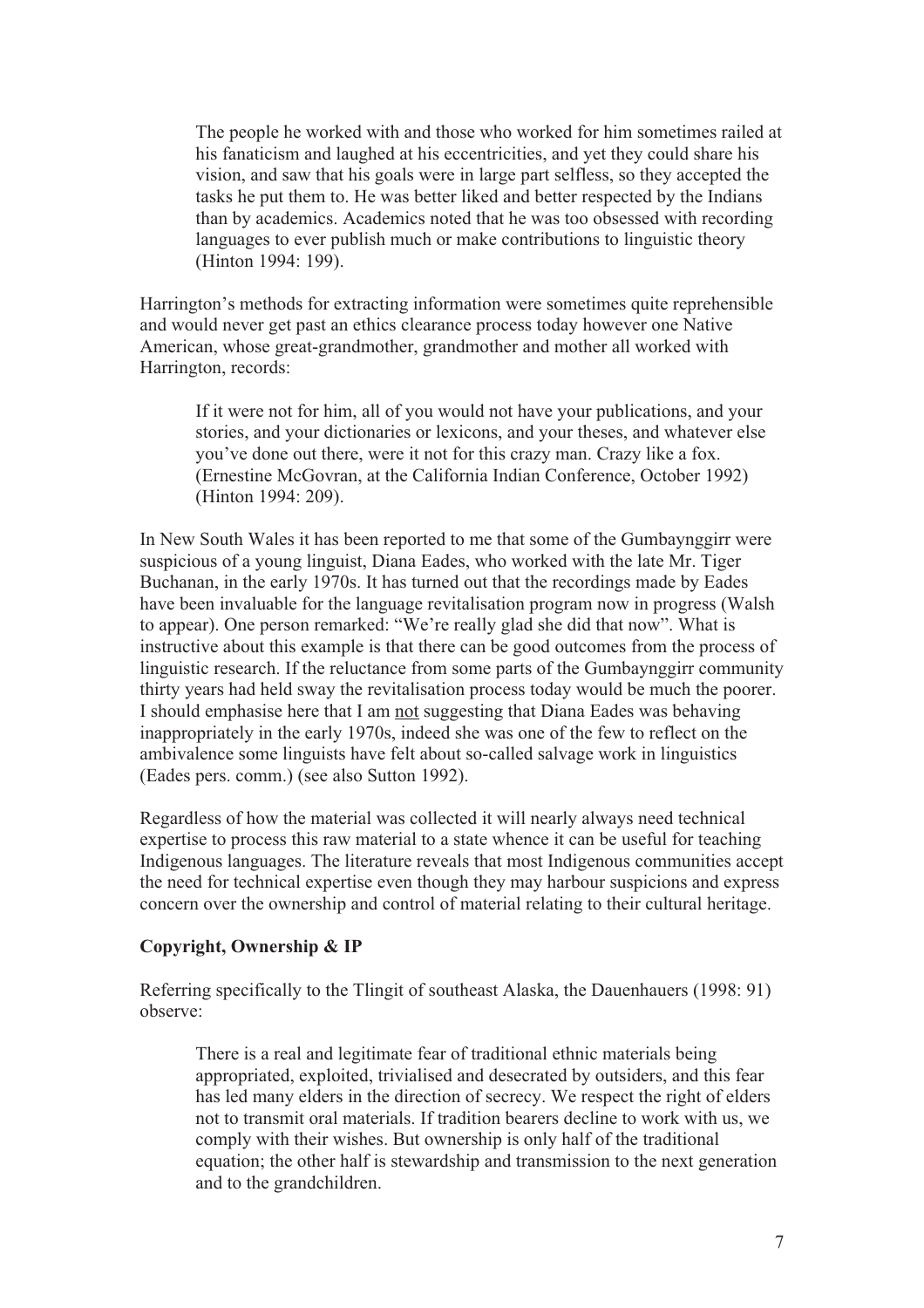> The people he worked with and those who worked for him sometimes railed at his fanaticism and laughed at his eccentricities, and yet they could share his vision, and saw that his goals were in large part selfless, so they accepted the tasks he put them to. He was better liked and better respected by the Indians than by academics. Academics noted that he was too obsessed with recording languages to ever publish much or make contributions to linguistic theory (Hinton 1994: 199).

Harrington's methods for extracting information were sometimes quite reprehensible and would never get past an ethics clearance process today however one Native American, whose great-grandmother, grandmother and mother all worked with Harrington, records:

> If it were not for him, all of you would not have your publications, and your stories, and your dictionaries or lexicons, and your theses, and whatever else you've done out there, were it not for this crazy man. Crazy like a fox. (Ernestine McGovran, at the California Indian Conference, October 1992) (Hinton 1994: 209).

In New South Wales it has been reported to me that some of the Gumbaynggirr were suspicious of a young linguist, Diana Eades, who worked with the late Mr. Tiger Buchanan, in the early 1970s. It has turned out that the recordings made by Eades have been invaluable for the language revitalisation program now in progress (Walsh to appear). One person remarked: "We're really glad she did that now". What is instructive about this example is that there can be good outcomes from the process of linguistic research. If the reluctance from some parts of the Gumbaynggirr community thirty years had held sway the revitalisation process today would be much the poorer. I should emphasise here that I am <u>not</u> suggesting that Diana Eades was behaving inappropriately in the early 1970s, indeed she was one of the few to reflect on the ambivalence some linguists have felt about so-called salvage work in linguistics (Eades pers. comm.) (see also Sutton 1992).

Regardless of how the material was collected it will nearly always need technical expertise to process this raw material to a state whence it can be useful for teaching Indigenous languages. The literature reveals that most Indigenous communities accept the need for technical expertise even though they may harbour suspicions and express concern over the ownership and control of material relating to their cultural heritage.

**Copyright, Ownership & IP**

Referring specifically to the Tlingit of southeast Alaska, the Dauenhauers (1998: 91) observe:

> There is a real and legitimate fear of traditional ethnic materials being appropriated, exploited, trivialised and desecrated by outsiders, and this fear has led many elders in the direction of secrecy. We respect the right of elders not to transmit oral materials. If tradition bearers decline to work with us, we comply with their wishes. But ownership is only half of the traditional equation; the other half is stewardship and transmission to the next generation and to the grandchildren.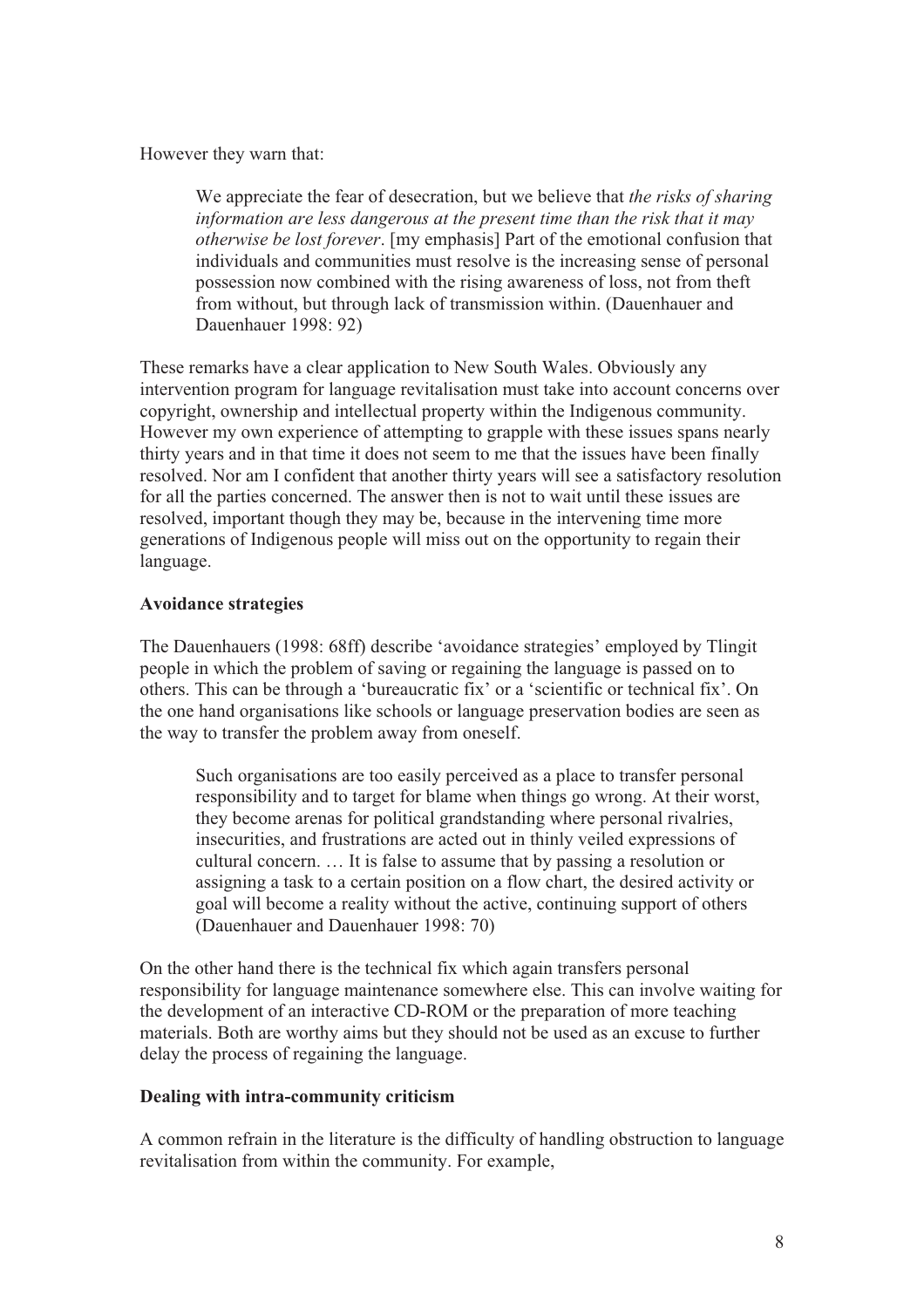However they warn that:

> We appreciate the fear of desecration, but we believe that *the risks of sharing information are less dangerous at the present time than the risk that it may otherwise be lost forever*. [my emphasis] Part of the emotional confusion that individuals and communities must resolve is the increasing sense of personal possession now combined with the rising awareness of loss, not from theft from without, but through lack of transmission within. (Dauenhauer and Dauenhauer 1998: 92)

These remarks have a clear application to New South Wales. Obviously any intervention program for language revitalisation must take into account concerns over copyright, ownership and intellectual property within the Indigenous community. However my own experience of attempting to grapple with these issues spans nearly thirty years and in that time it does not seem to me that the issues have been finally resolved. Nor am I confident that another thirty years will see a satisfactory resolution for all the parties concerned. The answer then is not to wait until these issues are resolved, important though they may be, because in the intervening time more generations of Indigenous people will miss out on the opportunity to regain their language.

**Avoidance strategies**

The Dauenhauers (1998: 68ff) describe 'avoidance strategies' employed by Tlingit people in which the problem of saving or regaining the language is passed on to others. This can be through a 'bureaucratic fix' or a 'scientific or technical fix'. On the one hand organisations like schools or language preservation bodies are seen as the way to transfer the problem away from oneself.

> Such organisations are too easily perceived as a place to transfer personal responsibility and to target for blame when things go wrong. At their worst, they become arenas for political grandstanding where personal rivalries, insecurities, and frustrations are acted out in thinly veiled expressions of cultural concern. … It is false to assume that by passing a resolution or assigning a task to a certain position on a flow chart, the desired activity or goal will become a reality without the active, continuing support of others (Dauenhauer and Dauenhauer 1998: 70)

On the other hand there is the technical fix which again transfers personal responsibility for language maintenance somewhere else. This can involve waiting for the development of an interactive CD-ROM or the preparation of more teaching materials. Both are worthy aims but they should not be used as an excuse to further delay the process of regaining the language.

**Dealing with intra-community criticism**

A common refrain in the literature is the difficulty of handling obstruction to language revitalisation from within the community. For example,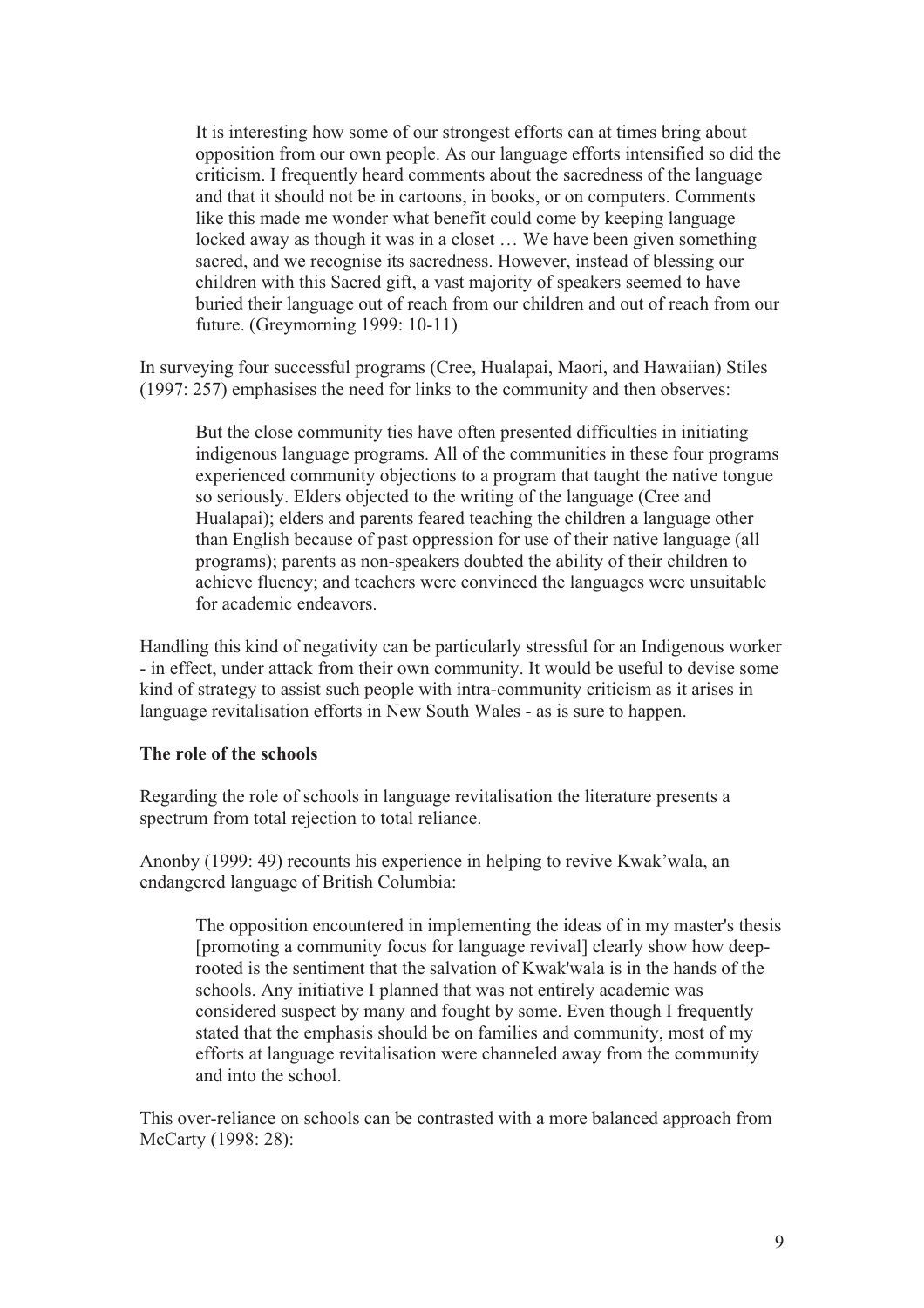> It is interesting how some of our strongest efforts can at times bring about opposition from our own people. As our language efforts intensified so did the criticism. I frequently heard comments about the sacredness of the language and that it should not be in cartoons, in books, or on computers. Comments like this made me wonder what benefit could come by keeping language locked away as though it was in a closet … We have been given something sacred, and we recognise its sacredness. However, instead of blessing our children with this Sacred gift, a vast majority of speakers seemed to have buried their language out of reach from our children and out of reach from our future. (Greymorning 1999: 10-11)

In surveying four successful programs (Cree, Hualapai, Maori, and Hawaiian) Stiles (1997: 257) emphasises the need for links to the community and then observes:

> But the close community ties have often presented difficulties in initiating indigenous language programs. All of the communities in these four programs experienced community objections to a program that taught the native tongue so seriously. Elders objected to the writing of the language (Cree and Hualapai); elders and parents feared teaching the children a language other than English because of past oppression for use of their native language (all programs); parents as non-speakers doubted the ability of their children to achieve fluency; and teachers were convinced the languages were unsuitable for academic endeavors.

Handling this kind of negativity can be particularly stressful for an Indigenous worker - in effect, under attack from their own community. It would be useful to devise some kind of strategy to assist such people with intra-community criticism as it arises in language revitalisation efforts in New South Wales - as is sure to happen.

**The role of the schools**

Regarding the role of schools in language revitalisation the literature presents a spectrum from total rejection to total reliance.

Anonby (1999: 49) recounts his experience in helping to revive Kwak'wala, an endangered language of British Columbia:

> The opposition encountered in implementing the ideas of in my master's thesis [promoting a community focus for language revival] clearly show how deep-rooted is the sentiment that the salvation of Kwak'wala is in the hands of the schools. Any initiative I planned that was not entirely academic was considered suspect by many and fought by some. Even though I frequently stated that the emphasis should be on families and community, most of my efforts at language revitalisation were channeled away from the community and into the school.

This over-reliance on schools can be contrasted with a more balanced approach from McCarty (1998: 28):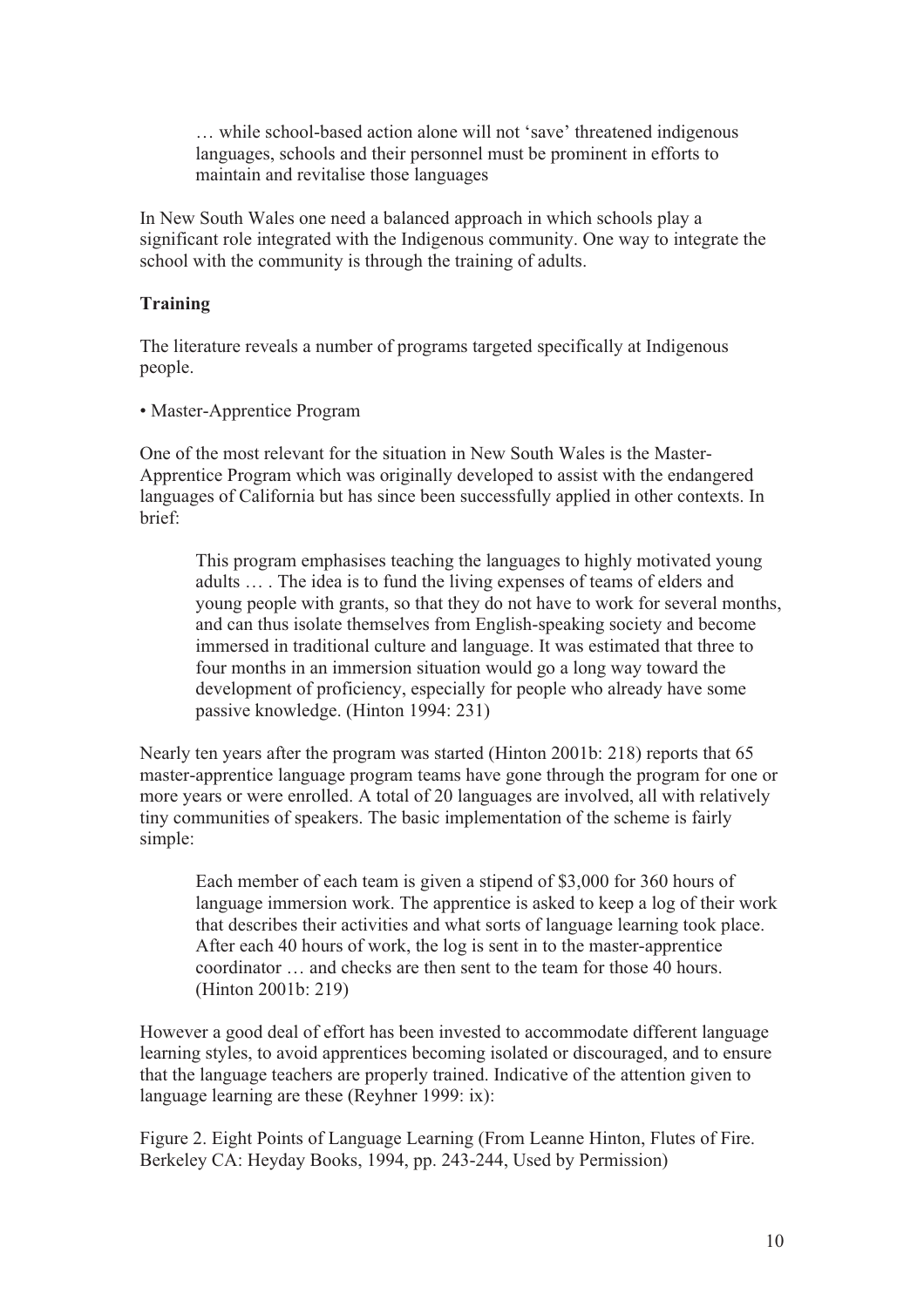> … while school-based action alone will not 'save' threatened indigenous languages, schools and their personnel must be prominent in efforts to maintain and revitalise those languages

In New South Wales one need a balanced approach in which schools play a significant role integrated with the Indigenous community. One way to integrate the school with the community is through the training of adults.

**Training**

The literature reveals a number of programs targeted specifically at Indigenous people.

• Master-Apprentice Program

One of the most relevant for the situation in New South Wales is the Master-Apprentice Program which was originally developed to assist with the endangered languages of California but has since been successfully applied in other contexts. In brief:

> This program emphasises teaching the languages to highly motivated young adults … . The idea is to fund the living expenses of teams of elders and young people with grants, so that they do not have to work for several months, and can thus isolate themselves from English-speaking society and become immersed in traditional culture and language. It was estimated that three to four months in an immersion situation would go a long way toward the development of proficiency, especially for people who already have some passive knowledge. (Hinton 1994: 231)

Nearly ten years after the program was started (Hinton 2001b: 218) reports that 65 master-apprentice language program teams have gone through the program for one or more years or were enrolled. A total of 20 languages are involved, all with relatively tiny communities of speakers. The basic implementation of the scheme is fairly simple:

> Each member of each team is given a stipend of $3,000 for 360 hours of language immersion work. The apprentice is asked to keep a log of their work that describes their activities and what sorts of language learning took place. After each 40 hours of work, the log is sent in to the master-apprentice coordinator … and checks are then sent to the team for those 40 hours. (Hinton 2001b: 219)

However a good deal of effort has been invested to accommodate different language learning styles, to avoid apprentices becoming isolated or discouraged, and to ensure that the language teachers are properly trained. Indicative of the attention given to language learning are these (Reyhner 1999: ix):

Figure 2. Eight Points of Language Learning (From Leanne Hinton, Flutes of Fire. Berkeley CA: Heyday Books, 1994, pp. 243-244, Used by Permission)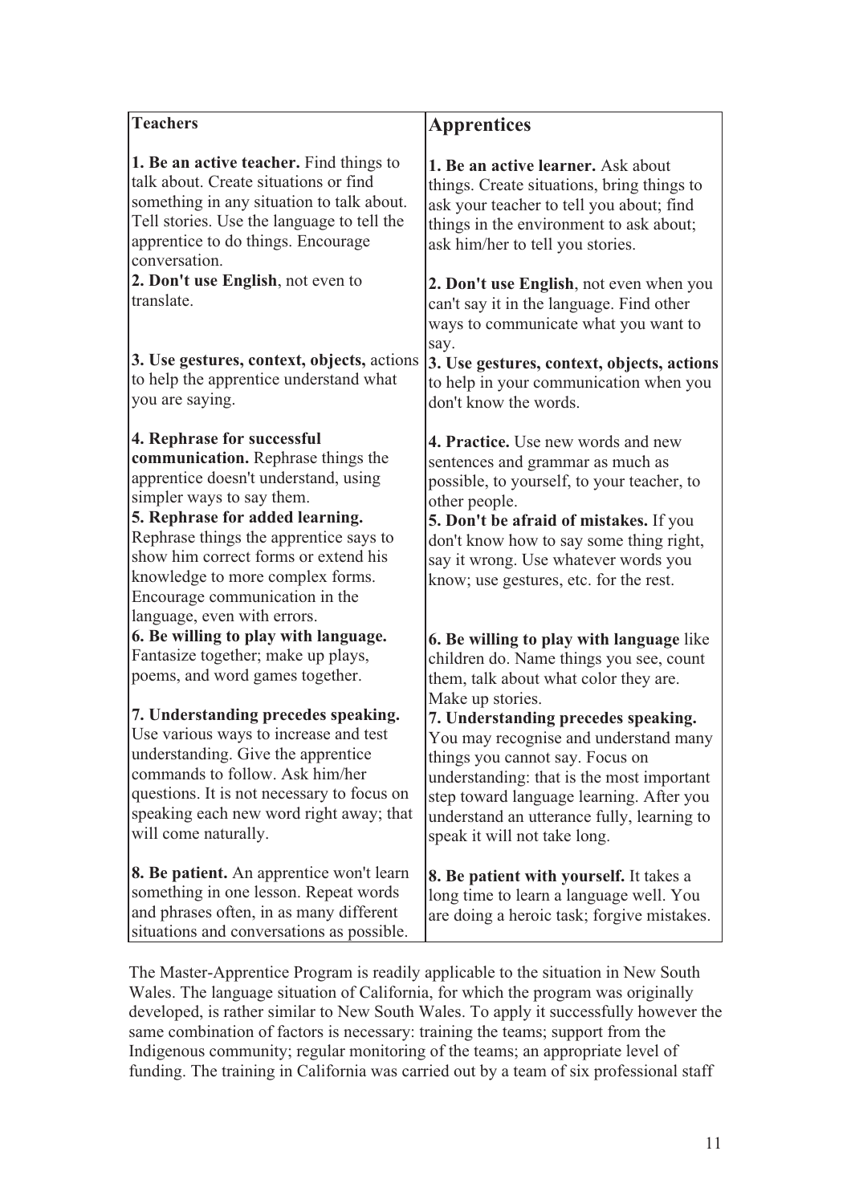| **Teachers** | **Apprentices** |
| --- | --- |
| **1. Be an active teacher.** Find things to talk about. Create situations or find something in any situation to talk about. Tell stories. Use the language to tell the apprentice to do things. Encourage conversation. | **1. Be an active learner.** Ask about things. Create situations, bring things to ask your teacher to tell you about; find things in the environment to ask about; ask him/her to tell you stories. |
| **2. Don't use English**, not even to translate. | **2. Don't use English**, not even when you can't say it in the language. Find other ways to communicate what you want to say. |
| **3. Use gestures, context, objects,** actions to help the apprentice understand what you are saying. | **3. Use gestures, context, objects, actions** to help in your communication when you don't know the words. |
| **4. Rephrase for successful communication.** Rephrase things the apprentice doesn't understand, using simpler ways to say them. | **4. Practice.** Use new words and new sentences and grammar as much as possible, to yourself, to your teacher, to other people. |
| **5. Rephrase for added learning.** Rephrase things the apprentice says to show him correct forms or extend his knowledge to more complex forms. Encourage communication in the language, even with errors. | **5. Don't be afraid of mistakes.** If you don't know how to say some thing right, say it wrong. Use whatever words you know; use gestures, etc. for the rest. |
| **6. Be willing to play with language.** Fantasize together; make up plays, poems, and word games together. | **6. Be willing to play with language** like children do. Name things you see, count them, talk about what color they are. Make up stories. |
| **7. Understanding precedes speaking.** Use various ways to increase and test understanding. Give the apprentice commands to follow. Ask him/her questions. It is not necessary to focus on speaking each new word right away; that will come naturally. | **7. Understanding precedes speaking.** You may recognise and understand many things you cannot say. Focus on understanding: that is the most important step toward language learning. After you understand an utterance fully, learning to speak it will not take long. |
| **8. Be patient.** An apprentice won't learn something in one lesson. Repeat words and phrases often, in as many different situations and conversations as possible. | **8. Be patient with yourself.** It takes a long time to learn a language well. You are doing a heroic task; forgive mistakes. |

The Master-Apprentice Program is readily applicable to the situation in New South Wales. The language situation of California, for which the program was originally developed, is rather similar to New South Wales. To apply it successfully however the same combination of factors is necessary: training the teams; support from the Indigenous community; regular monitoring of the teams; an appropriate level of funding. The training in California was carried out by a team of six professional staff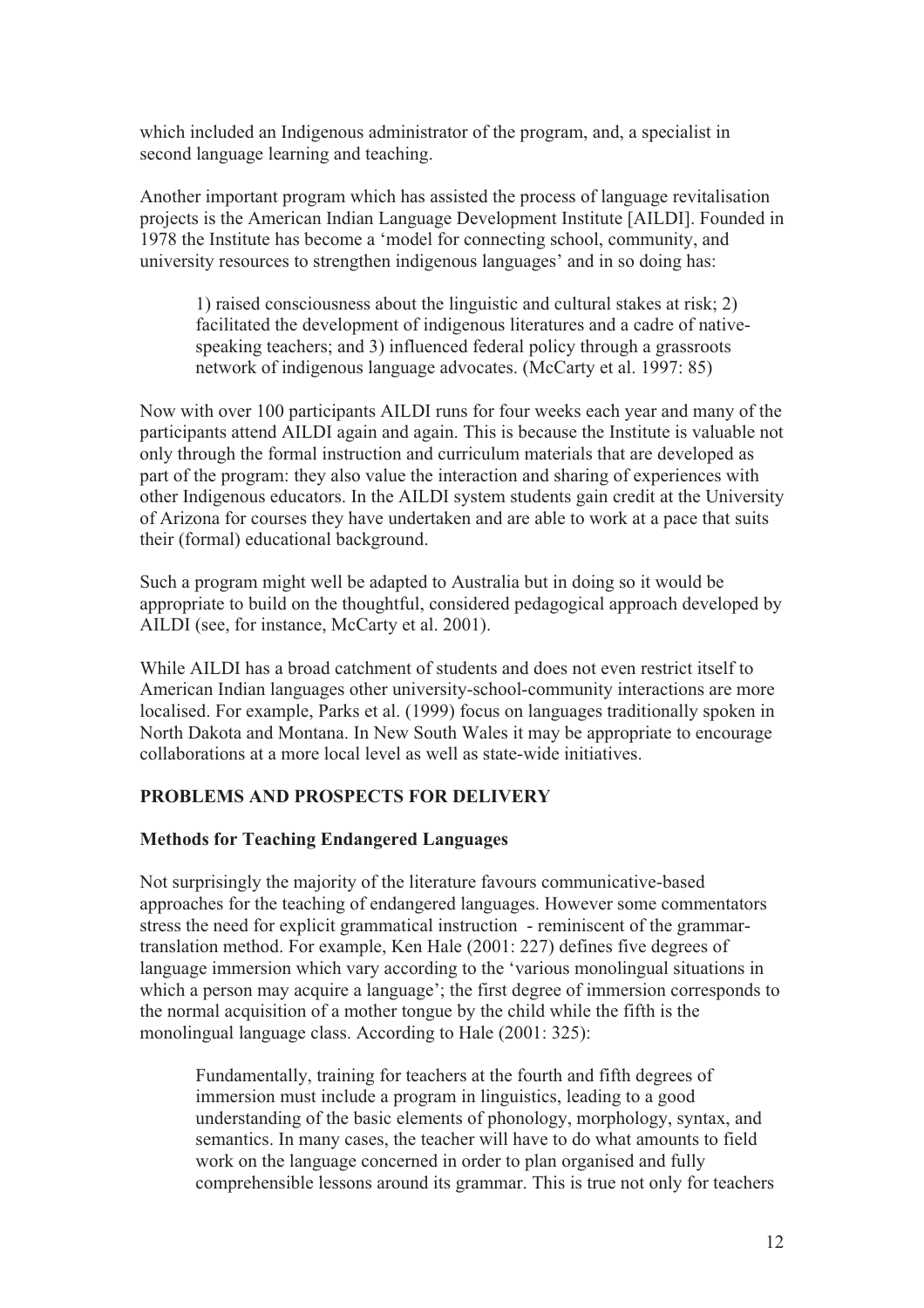which included an Indigenous administrator of the program, and, a specialist in second language learning and teaching.

Another important program which has assisted the process of language revitalisation projects is the American Indian Language Development Institute [AILDI]. Founded in 1978 the Institute has become a 'model for connecting school, community, and university resources to strengthen indigenous languages' and in so doing has:

> 1) raised consciousness about the linguistic and cultural stakes at risk; 2) facilitated the development of indigenous literatures and a cadre of native-speaking teachers; and 3) influenced federal policy through a grassroots network of indigenous language advocates. (McCarty et al. 1997: 85)

Now with over 100 participants AILDI runs for four weeks each year and many of the participants attend AILDI again and again. This is because the Institute is valuable not only through the formal instruction and curriculum materials that are developed as part of the program: they also value the interaction and sharing of experiences with other Indigenous educators. In the AILDI system students gain credit at the University of Arizona for courses they have undertaken and are able to work at a pace that suits their (formal) educational background.

Such a program might well be adapted to Australia but in doing so it would be appropriate to build on the thoughtful, considered pedagogical approach developed by AILDI (see, for instance, McCarty et al. 2001).

While AILDI has a broad catchment of students and does not even restrict itself to American Indian languages other university-school-community interactions are more localised. For example, Parks et al. (1999) focus on languages traditionally spoken in North Dakota and Montana. In New South Wales it may be appropriate to encourage collaborations at a more local level as well as state-wide initiatives.

## PROBLEMS AND PROSPECTS FOR DELIVERY

### Methods for Teaching Endangered Languages

Not surprisingly the majority of the literature favours communicative-based approaches for the teaching of endangered languages. However some commentators stress the need for explicit grammatical instruction - reminiscent of the grammar-translation method. For example, Ken Hale (2001: 227) defines five degrees of language immersion which vary according to the 'various monolingual situations in which a person may acquire a language'; the first degree of immersion corresponds to the normal acquisition of a mother tongue by the child while the fifth is the monolingual language class. According to Hale (2001: 325):

> Fundamentally, training for teachers at the fourth and fifth degrees of immersion must include a program in linguistics, leading to a good understanding of the basic elements of phonology, morphology, syntax, and semantics. In many cases, the teacher will have to do what amounts to field work on the language concerned in order to plan organised and fully comprehensible lessons around its grammar. This is true not only for teachers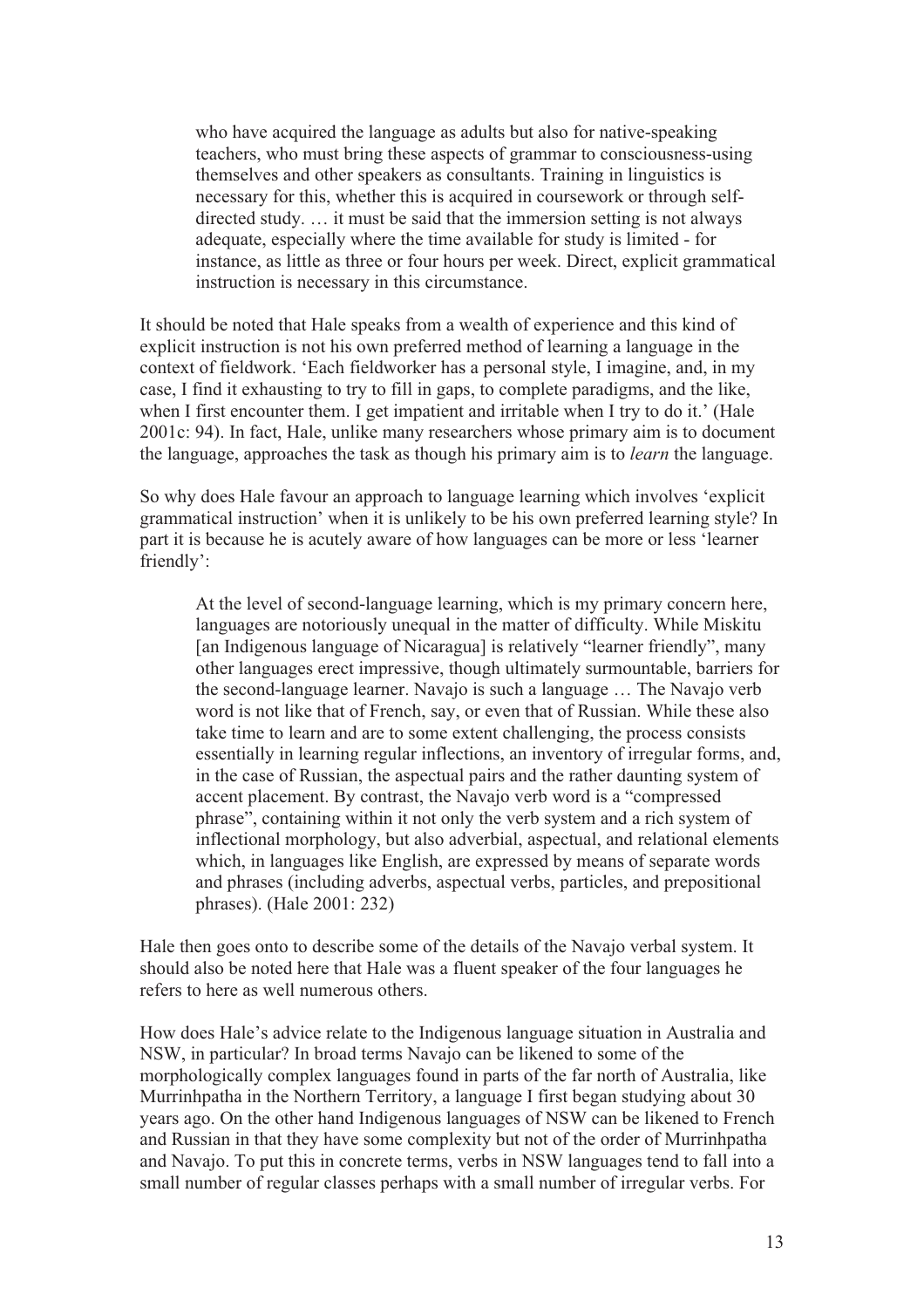> who have acquired the language as adults but also for native-speaking teachers, who must bring these aspects of grammar to consciousness-using themselves and other speakers as consultants. Training in linguistics is necessary for this, whether this is acquired in coursework or through self-directed study. … it must be said that the immersion setting is not always adequate, especially where the time available for study is limited - for instance, as little as three or four hours per week. Direct, explicit grammatical instruction is necessary in this circumstance.

It should be noted that Hale speaks from a wealth of experience and this kind of explicit instruction is not his own preferred method of learning a language in the context of fieldwork. 'Each fieldworker has a personal style, I imagine, and, in my case, I find it exhausting to try to fill in gaps, to complete paradigms, and the like, when I first encounter them. I get impatient and irritable when I try to do it.' (Hale 2001c: 94). In fact, Hale, unlike many researchers whose primary aim is to document the language, approaches the task as though his primary aim is to *learn* the language.

So why does Hale favour an approach to language learning which involves 'explicit grammatical instruction' when it is unlikely to be his own preferred learning style? In part it is because he is acutely aware of how languages can be more or less 'learner friendly':

> At the level of second-language learning, which is my primary concern here, languages are notoriously unequal in the matter of difficulty. While Miskitu [an Indigenous language of Nicaragua] is relatively "learner friendly", many other languages erect impressive, though ultimately surmountable, barriers for the second-language learner. Navajo is such a language … The Navajo verb word is not like that of French, say, or even that of Russian. While these also take time to learn and are to some extent challenging, the process consists essentially in learning regular inflections, an inventory of irregular forms, and, in the case of Russian, the aspectual pairs and the rather daunting system of accent placement. By contrast, the Navajo verb word is a "compressed phrase", containing within it not only the verb system and a rich system of inflectional morphology, but also adverbial, aspectual, and relational elements which, in languages like English, are expressed by means of separate words and phrases (including adverbs, aspectual verbs, particles, and prepositional phrases). (Hale 2001: 232)

Hale then goes onto to describe some of the details of the Navajo verbal system. It should also be noted here that Hale was a fluent speaker of the four languages he refers to here as well numerous others.

How does Hale's advice relate to the Indigenous language situation in Australia and NSW, in particular? In broad terms Navajo can be likened to some of the morphologically complex languages found in parts of the far north of Australia, like Murrinhpatha in the Northern Territory, a language I first began studying about 30 years ago. On the other hand Indigenous languages of NSW can be likened to French and Russian in that they have some complexity but not of the order of Murrinhpatha and Navajo. To put this in concrete terms, verbs in NSW languages tend to fall into a small number of regular classes perhaps with a small number of irregular verbs. For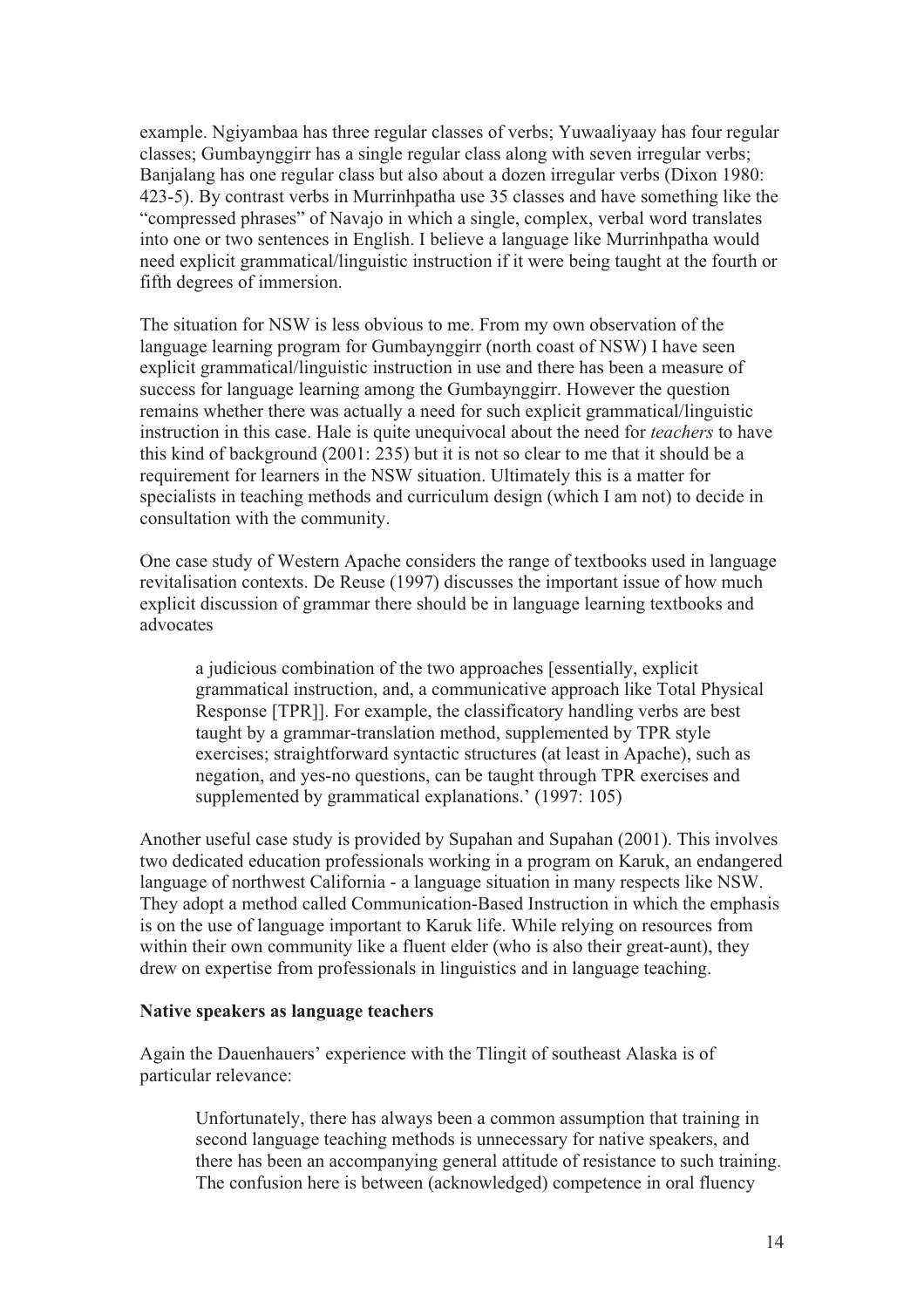example. Ngiyambaa has three regular classes of verbs; Yuwaaliyaay has four regular classes; Gumbaynggirr has a single regular class along with seven irregular verbs; Banjalang has one regular class but also about a dozen irregular verbs (Dixon 1980: 423-5). By contrast verbs in Murrinhpatha use 35 classes and have something like the "compressed phrases" of Navajo in which a single, complex, verbal word translates into one or two sentences in English. I believe a language like Murrinhpatha would need explicit grammatical/linguistic instruction if it were being taught at the fourth or fifth degrees of immersion.

The situation for NSW is less obvious to me. From my own observation of the language learning program for Gumbaynggirr (north coast of NSW) I have seen explicit grammatical/linguistic instruction in use and there has been a measure of success for language learning among the Gumbaynggirr. However the question remains whether there was actually a need for such explicit grammatical/linguistic instruction in this case. Hale is quite unequivocal about the need for *teachers* to have this kind of background (2001: 235) but it is not so clear to me that it should be a requirement for learners in the NSW situation. Ultimately this is a matter for specialists in teaching methods and curriculum design (which I am not) to decide in consultation with the community.

One case study of Western Apache considers the range of textbooks used in language revitalisation contexts. De Reuse (1997) discusses the important issue of how much explicit discussion of grammar there should be in language learning textbooks and advocates

> a judicious combination of the two approaches [essentially, explicit grammatical instruction, and, a communicative approach like Total Physical Response [TPR]]. For example, the classificatory handling verbs are best taught by a grammar-translation method, supplemented by TPR style exercises; straightforward syntactic structures (at least in Apache), such as negation, and yes-no questions, can be taught through TPR exercises and supplemented by grammatical explanations.' (1997: 105)

Another useful case study is provided by Supahan and Supahan (2001). This involves two dedicated education professionals working in a program on Karuk, an endangered language of northwest California - a language situation in many respects like NSW. They adopt a method called Communication-Based Instruction in which the emphasis is on the use of language important to Karuk life. While relying on resources from within their own community like a fluent elder (who is also their great-aunt), they drew on expertise from professionals in linguistics and in language teaching.

**Native speakers as language teachers**

Again the Dauenhauers' experience with the Tlingit of southeast Alaska is of particular relevance:

> Unfortunately, there has always been a common assumption that training in second language teaching methods is unnecessary for native speakers, and there has been an accompanying general attitude of resistance to such training. The confusion here is between (acknowledged) competence in oral fluency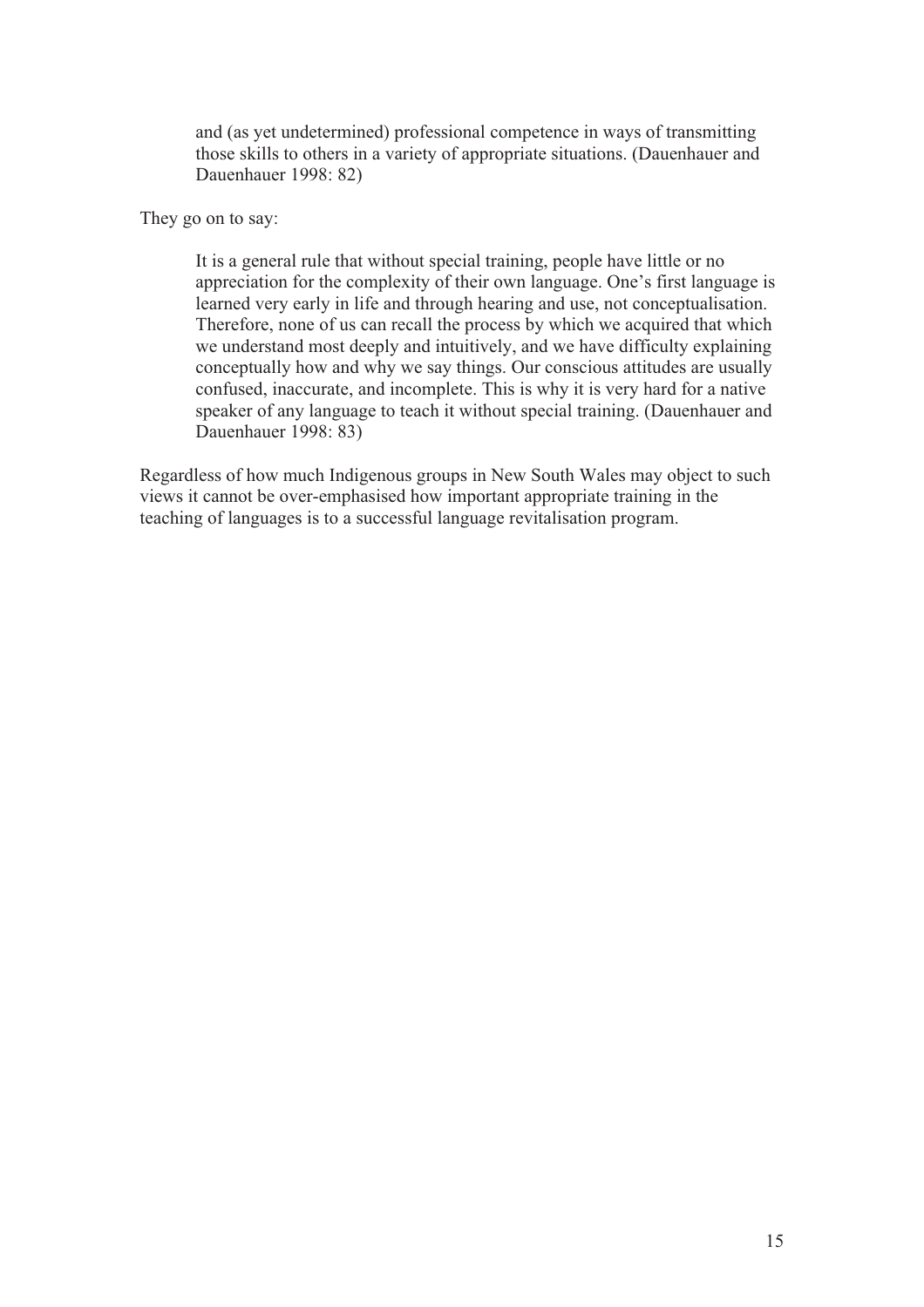> and (as yet undetermined) professional competence in ways of transmitting those skills to others in a variety of appropriate situations. (Dauenhauer and Dauenhauer 1998: 82)

They go on to say:

> It is a general rule that without special training, people have little or no appreciation for the complexity of their own language. One's first language is learned very early in life and through hearing and use, not conceptualisation. Therefore, none of us can recall the process by which we acquired that which we understand most deeply and intuitively, and we have difficulty explaining conceptually how and why we say things. Our conscious attitudes are usually confused, inaccurate, and incomplete. This is why it is very hard for a native speaker of any language to teach it without special training. (Dauenhauer and Dauenhauer 1998: 83)

Regardless of how much Indigenous groups in New South Wales may object to such views it cannot be over-emphasised how important appropriate training in the teaching of languages is to a successful language revitalisation program.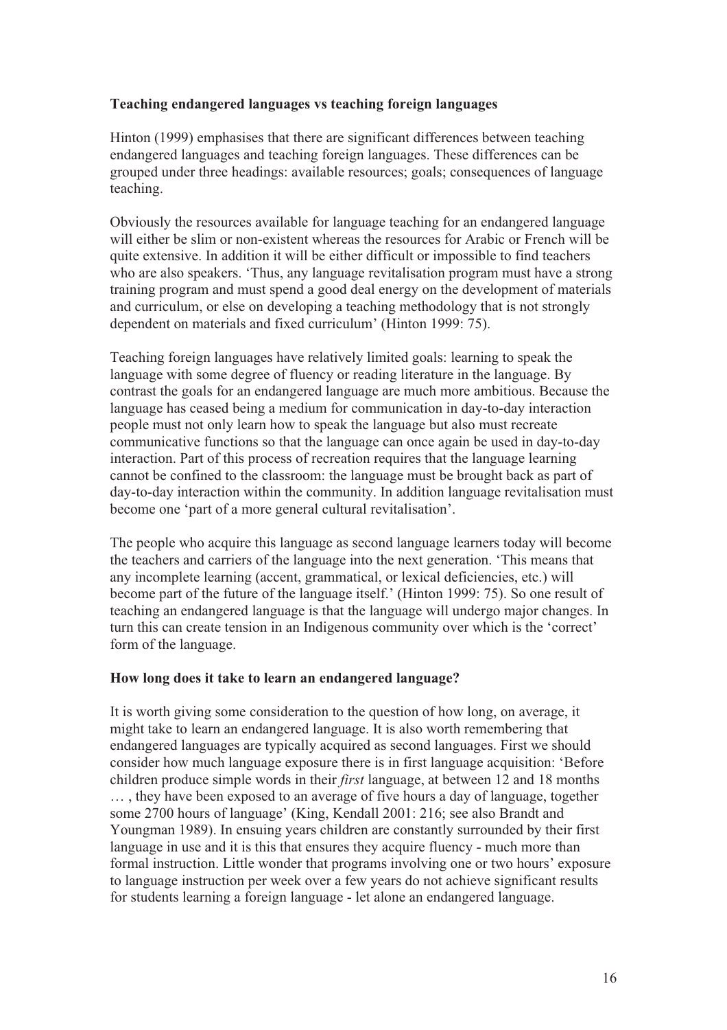### Teaching endangered languages vs teaching foreign languages

Hinton (1999) emphasises that there are significant differences between teaching endangered languages and teaching foreign languages. These differences can be grouped under three headings: available resources; goals; consequences of language teaching.

Obviously the resources available for language teaching for an endangered language will either be slim or non-existent whereas the resources for Arabic or French will be quite extensive. In addition it will be either difficult or impossible to find teachers who are also speakers. 'Thus, any language revitalisation program must have a strong training program and must spend a good deal energy on the development of materials and curriculum, or else on developing a teaching methodology that is not strongly dependent on materials and fixed curriculum' (Hinton 1999: 75).

Teaching foreign languages have relatively limited goals: learning to speak the language with some degree of fluency or reading literature in the language. By contrast the goals for an endangered language are much more ambitious. Because the language has ceased being a medium for communication in day-to-day interaction people must not only learn how to speak the language but also must recreate communicative functions so that the language can once again be used in day-to-day interaction. Part of this process of recreation requires that the language learning cannot be confined to the classroom: the language must be brought back as part of day-to-day interaction within the community. In addition language revitalisation must become one 'part of a more general cultural revitalisation'.

The people who acquire this language as second language learners today will become the teachers and carriers of the language into the next generation. 'This means that any incomplete learning (accent, grammatical, or lexical deficiencies, etc.) will become part of the future of the language itself.' (Hinton 1999: 75). So one result of teaching an endangered language is that the language will undergo major changes. In turn this can create tension in an Indigenous community over which is the 'correct' form of the language.

### How long does it take to learn an endangered language?

It is worth giving some consideration to the question of how long, on average, it might take to learn an endangered language. It is also worth remembering that endangered languages are typically acquired as second languages. First we should consider how much language exposure there is in first language acquisition: 'Before children produce simple words in their *first* language, at between 12 and 18 months … , they have been exposed to an average of five hours a day of language, together some 2700 hours of language' (King, Kendall 2001: 216; see also Brandt and Youngman 1989). In ensuing years children are constantly surrounded by their first language in use and it is this that ensures they acquire fluency - much more than formal instruction. Little wonder that programs involving one or two hours' exposure to language instruction per week over a few years do not achieve significant results for students learning a foreign language - let alone an endangered language.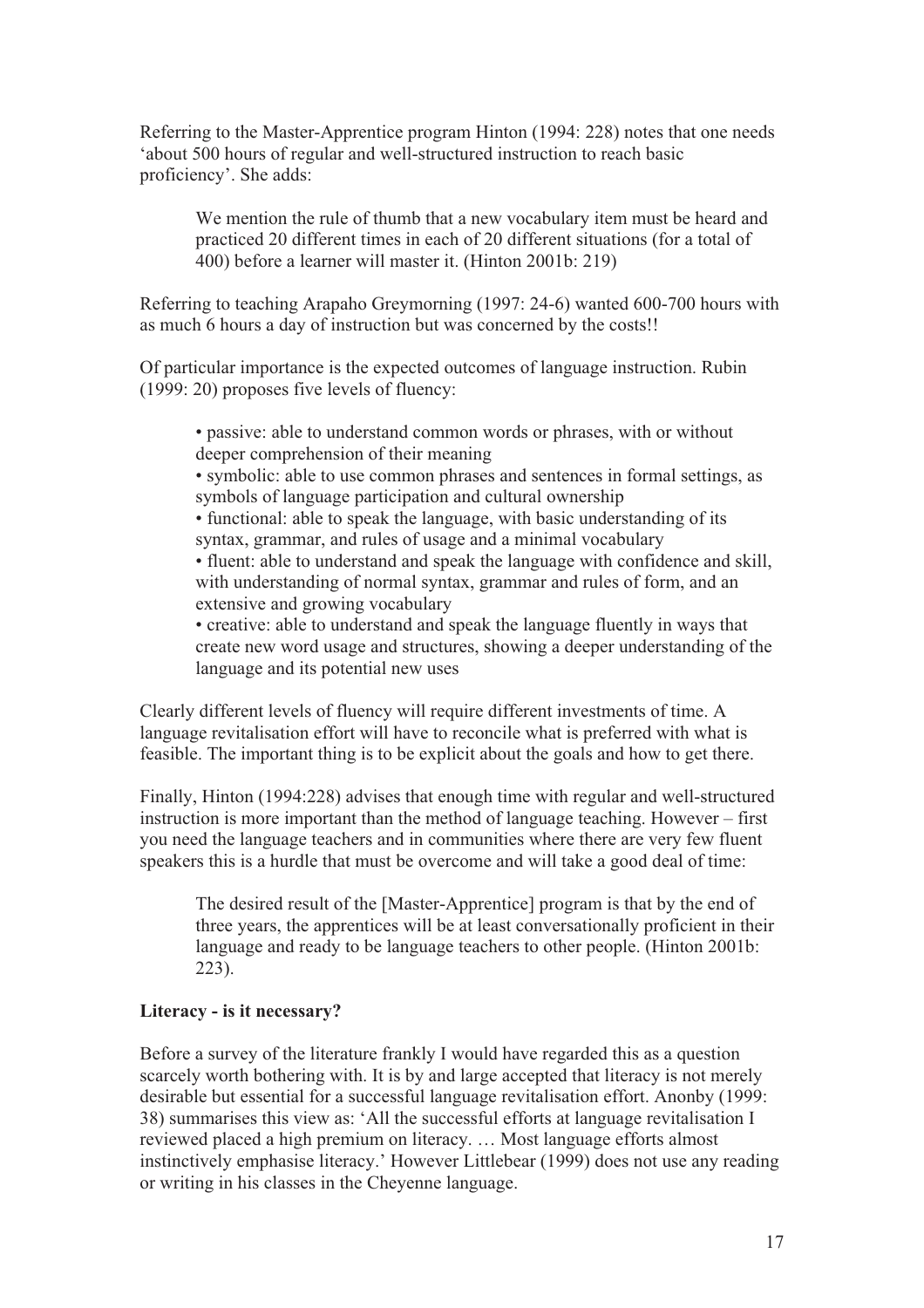Referring to the Master-Apprentice program Hinton (1994: 228) notes that one needs 'about 500 hours of regular and well-structured instruction to reach basic proficiency'. She adds:

> We mention the rule of thumb that a new vocabulary item must be heard and practiced 20 different times in each of 20 different situations (for a total of 400) before a learner will master it. (Hinton 2001b: 219)

Referring to teaching Arapaho Greymorning (1997: 24-6) wanted 600-700 hours with as much 6 hours a day of instruction but was concerned by the costs!!

Of particular importance is the expected outcomes of language instruction. Rubin (1999: 20) proposes five levels of fluency:

> • passive: able to understand common words or phrases, with or without deeper comprehension of their meaning
> • symbolic: able to use common phrases and sentences in formal settings, as symbols of language participation and cultural ownership
> • functional: able to speak the language, with basic understanding of its syntax, grammar, and rules of usage and a minimal vocabulary
> • fluent: able to understand and speak the language with confidence and skill, with understanding of normal syntax, grammar and rules of form, and an extensive and growing vocabulary
> • creative: able to understand and speak the language fluently in ways that create new word usage and structures, showing a deeper understanding of the language and its potential new uses

Clearly different levels of fluency will require different investments of time. A language revitalisation effort will have to reconcile what is preferred with what is feasible. The important thing is to be explicit about the goals and how to get there.

Finally, Hinton (1994:228) advises that enough time with regular and well-structured instruction is more important than the method of language teaching. However – first you need the language teachers and in communities where there are very few fluent speakers this is a hurdle that must be overcome and will take a good deal of time:

> The desired result of the [Master-Apprentice] program is that by the end of three years, the apprentices will be at least conversationally proficient in their language and ready to be language teachers to other people. (Hinton 2001b: 223).

**Literacy - is it necessary?**

Before a survey of the literature frankly I would have regarded this as a question scarcely worth bothering with. It is by and large accepted that literacy is not merely desirable but essential for a successful language revitalisation effort. Anonby (1999: 38) summarises this view as: 'All the successful efforts at language revitalisation I reviewed placed a high premium on literacy. … Most language efforts almost instinctively emphasise literacy.' However Littlebear (1999) does not use any reading or writing in his classes in the Cheyenne language.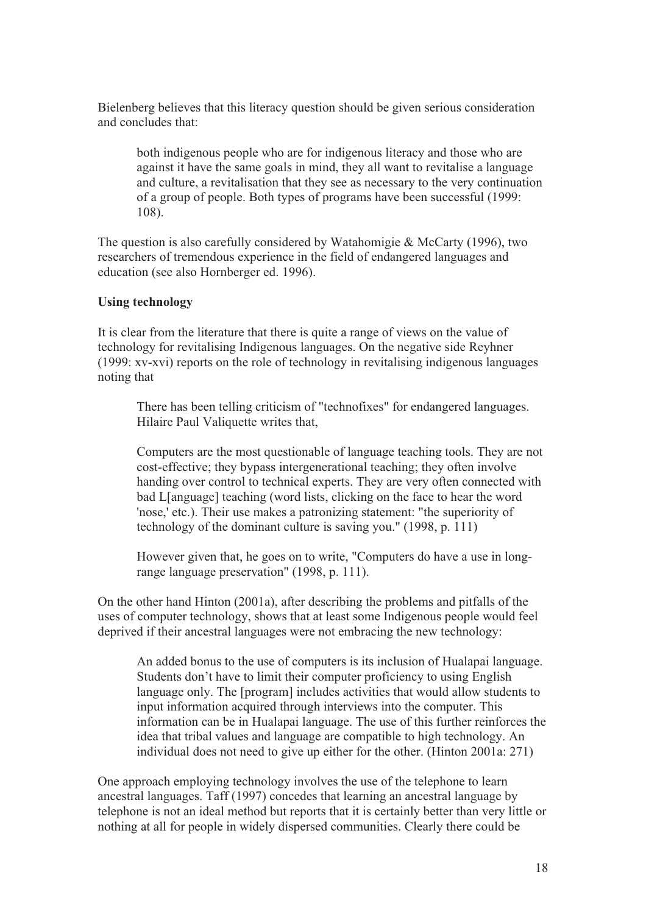Bielenberg believes that this literacy question should be given serious consideration and concludes that:

> both indigenous people who are for indigenous literacy and those who are against it have the same goals in mind, they all want to revitalise a language and culture, a revitalisation that they see as necessary to the very continuation of a group of people. Both types of programs have been successful (1999: 108).

The question is also carefully considered by Watahomigie & McCarty (1996), two researchers of tremendous experience in the field of endangered languages and education (see also Hornberger ed. 1996).

**Using technology**

It is clear from the literature that there is quite a range of views on the value of technology for revitalising Indigenous languages. On the negative side Reyhner (1999: xv-xvi) reports on the role of technology in revitalising indigenous languages noting that

> There has been telling criticism of "technofixes" for endangered languages. Hilaire Paul Valiquette writes that,
>
> Computers are the most questionable of language teaching tools. They are not cost-effective; they bypass intergenerational teaching; they often involve handing over control to technical experts. They are very often connected with bad L[anguage] teaching (word lists, clicking on the face to hear the word 'nose,' etc.). Their use makes a patronizing statement: "the superiority of technology of the dominant culture is saving you." (1998, p. 111)
>
> However given that, he goes on to write, "Computers do have a use in long-range language preservation" (1998, p. 111).

On the other hand Hinton (2001a), after describing the problems and pitfalls of the uses of computer technology, shows that at least some Indigenous people would feel deprived if their ancestral languages were not embracing the new technology:

> An added bonus to the use of computers is its inclusion of Hualapai language. Students don't have to limit their computer proficiency to using English language only. The [program] includes activities that would allow students to input information acquired through interviews into the computer. This information can be in Hualapai language. The use of this further reinforces the idea that tribal values and language are compatible to high technology. An individual does not need to give up either for the other. (Hinton 2001a: 271)

One approach employing technology involves the use of the telephone to learn ancestral languages. Taff (1997) concedes that learning an ancestral language by telephone is not an ideal method but reports that it is certainly better than very little or nothing at all for people in widely dispersed communities. Clearly there could be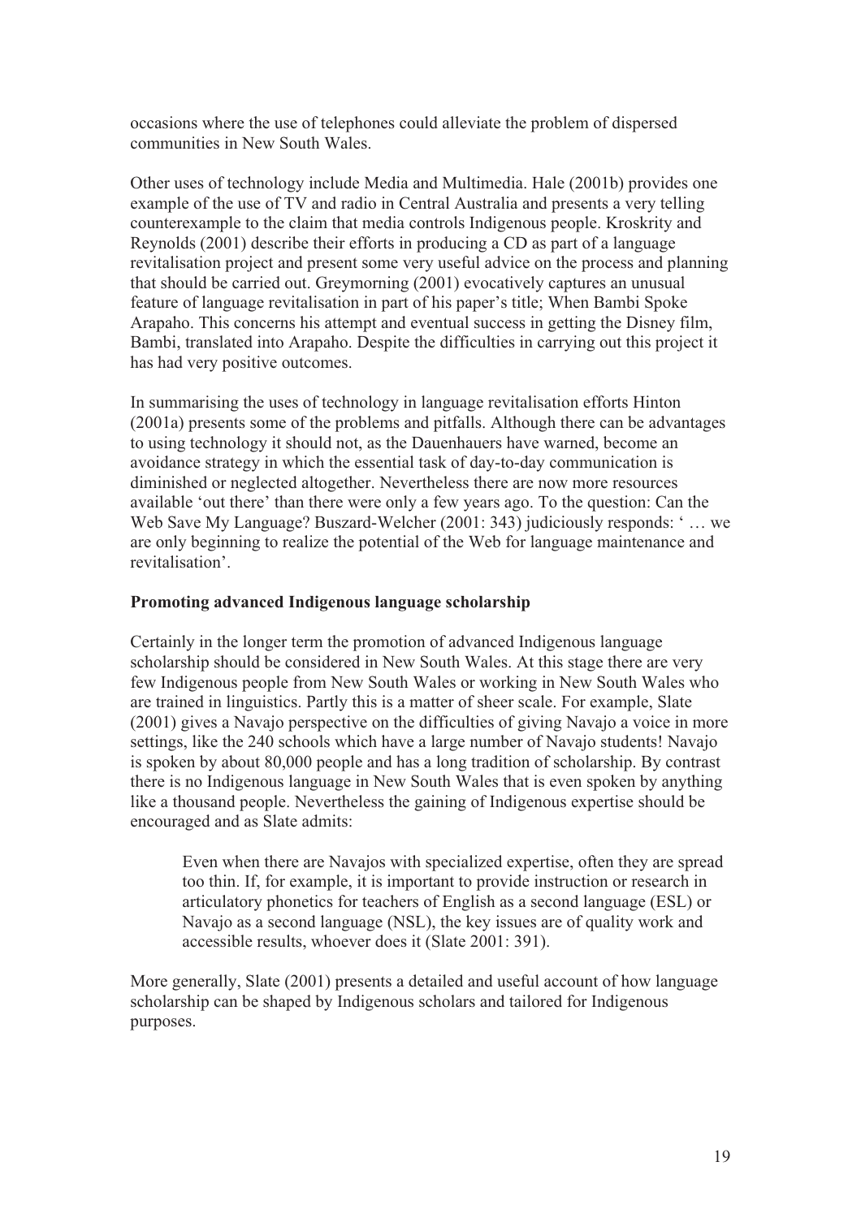occasions where the use of telephones could alleviate the problem of dispersed communities in New South Wales.

Other uses of technology include Media and Multimedia. Hale (2001b) provides one example of the use of TV and radio in Central Australia and presents a very telling counterexample to the claim that media controls Indigenous people. Kroskrity and Reynolds (2001) describe their efforts in producing a CD as part of a language revitalisation project and present some very useful advice on the process and planning that should be carried out. Greymorning (2001) evocatively captures an unusual feature of language revitalisation in part of his paper's title; When Bambi Spoke Arapaho. This concerns his attempt and eventual success in getting the Disney film, Bambi, translated into Arapaho. Despite the difficulties in carrying out this project it has had very positive outcomes.

In summarising the uses of technology in language revitalisation efforts Hinton (2001a) presents some of the problems and pitfalls. Although there can be advantages to using technology it should not, as the Dauenhauers have warned, become an avoidance strategy in which the essential task of day-to-day communication is diminished or neglected altogether. Nevertheless there are now more resources available 'out there' than there were only a few years ago. To the question: Can the Web Save My Language? Buszard-Welcher (2001: 343) judiciously responds: ' … we are only beginning to realize the potential of the Web for language maintenance and revitalisation'.

**Promoting advanced Indigenous language scholarship**

Certainly in the longer term the promotion of advanced Indigenous language scholarship should be considered in New South Wales. At this stage there are very few Indigenous people from New South Wales or working in New South Wales who are trained in linguistics. Partly this is a matter of sheer scale. For example, Slate (2001) gives a Navajo perspective on the difficulties of giving Navajo a voice in more settings, like the 240 schools which have a large number of Navajo students! Navajo is spoken by about 80,000 people and has a long tradition of scholarship. By contrast there is no Indigenous language in New South Wales that is even spoken by anything like a thousand people. Nevertheless the gaining of Indigenous expertise should be encouraged and as Slate admits:

> Even when there are Navajos with specialized expertise, often they are spread too thin. If, for example, it is important to provide instruction or research in articulatory phonetics for teachers of English as a second language (ESL) or Navajo as a second language (NSL), the key issues are of quality work and accessible results, whoever does it (Slate 2001: 391).

More generally, Slate (2001) presents a detailed and useful account of how language scholarship can be shaped by Indigenous scholars and tailored for Indigenous purposes.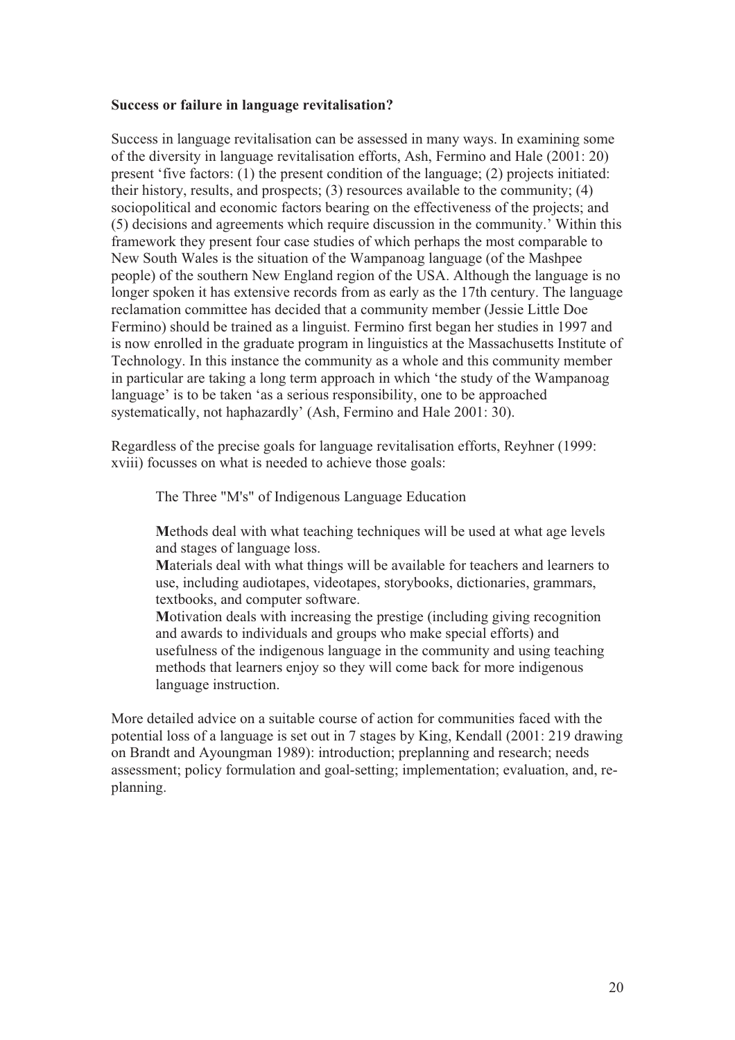**Success or failure in language revitalisation?**

Success in language revitalisation can be assessed in many ways. In examining some of the diversity in language revitalisation efforts, Ash, Fermino and Hale (2001: 20) present 'five factors: (1) the present condition of the language; (2) projects initiated: their history, results, and prospects; (3) resources available to the community; (4) sociopolitical and economic factors bearing on the effectiveness of the projects; and (5) decisions and agreements which require discussion in the community.' Within this framework they present four case studies of which perhaps the most comparable to New South Wales is the situation of the Wampanoag language (of the Mashpee people) of the southern New England region of the USA. Although the language is no longer spoken it has extensive records from as early as the 17th century. The language reclamation committee has decided that a community member (Jessie Little Doe Fermino) should be trained as a linguist. Fermino first began her studies in 1997 and is now enrolled in the graduate program in linguistics at the Massachusetts Institute of Technology. In this instance the community as a whole and this community member in particular are taking a long term approach in which 'the study of the Wampanoag language' is to be taken 'as a serious responsibility, one to be approached systematically, not haphazardly' (Ash, Fermino and Hale 2001: 30).

Regardless of the precise goals for language revitalisation efforts, Reyhner (1999: xviii) focusses on what is needed to achieve those goals:

> The Three "M's" of Indigenous Language Education
>
> **M**ethods deal with what teaching techniques will be used at what age levels and stages of language loss.
> **M**aterials deal with what things will be available for teachers and learners to use, including audiotapes, videotapes, storybooks, dictionaries, grammars, textbooks, and computer software.
> **M**otivation deals with increasing the prestige (including giving recognition and awards to individuals and groups who make special efforts) and usefulness of the indigenous language in the community and using teaching methods that learners enjoy so they will come back for more indigenous language instruction.

More detailed advice on a suitable course of action for communities faced with the potential loss of a language is set out in 7 stages by King, Kendall (2001: 219 drawing on Brandt and Ayoungman 1989): introduction; preplanning and research; needs assessment; policy formulation and goal-setting; implementation; evaluation, and, re-planning.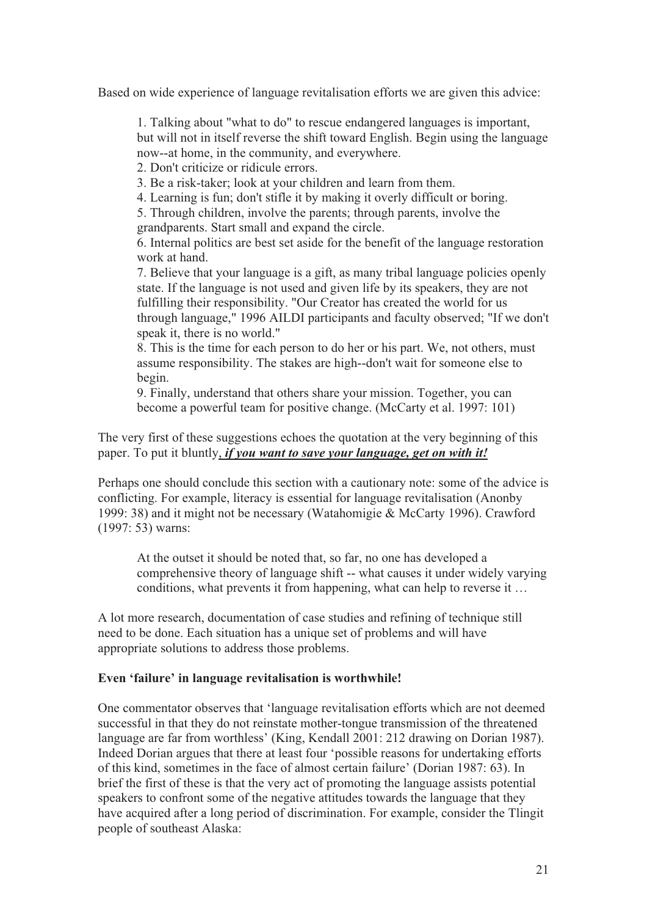Based on wide experience of language revitalisation efforts we are given this advice:

> 1. Talking about "what to do" to rescue endangered languages is important, but will not in itself reverse the shift toward English. Begin using the language now--at home, in the community, and everywhere.
> 2. Don't criticize or ridicule errors.
> 3. Be a risk-taker; look at your children and learn from them.
> 4. Learning is fun; don't stifle it by making it overly difficult or boring.
> 5. Through children, involve the parents; through parents, involve the grandparents. Start small and expand the circle.
> 6. Internal politics are best set aside for the benefit of the language restoration work at hand.
> 7. Believe that your language is a gift, as many tribal language policies openly state. If the language is not used and given life by its speakers, they are not fulfilling their responsibility. "Our Creator has created the world for us through language," 1996 AILDI participants and faculty observed; "If we don't speak it, there is no world."
> 8. This is the time for each person to do her or his part. We, not others, must assume responsibility. The stakes are high--don't wait for someone else to begin.
> 9. Finally, understand that others share your mission. Together, you can become a powerful team for positive change. (McCarty et al. 1997: 101)

The very first of these suggestions echoes the quotation at the very beginning of this paper. To put it bluntly, ***if you want to save your language, get on with it!***

Perhaps one should conclude this section with a cautionary note: some of the advice is conflicting. For example, literacy is essential for language revitalisation (Anonby 1999: 38) and it might not be necessary (Watahomigie & McCarty 1996). Crawford (1997: 53) warns:

> At the outset it should be noted that, so far, no one has developed a comprehensive theory of language shift -- what causes it under widely varying conditions, what prevents it from happening, what can help to reverse it …

A lot more research, documentation of case studies and refining of technique still need to be done. Each situation has a unique set of problems and will have appropriate solutions to address those problems.

**Even 'failure' in language revitalisation is worthwhile!**

One commentator observes that 'language revitalisation efforts which are not deemed successful in that they do not reinstate mother-tongue transmission of the threatened language are far from worthless' (King, Kendall 2001: 212 drawing on Dorian 1987). Indeed Dorian argues that there at least four 'possible reasons for undertaking efforts of this kind, sometimes in the face of almost certain failure' (Dorian 1987: 63). In brief the first of these is that the very act of promoting the language assists potential speakers to confront some of the negative attitudes towards the language that they have acquired after a long period of discrimination. For example, consider the Tlingit people of southeast Alaska: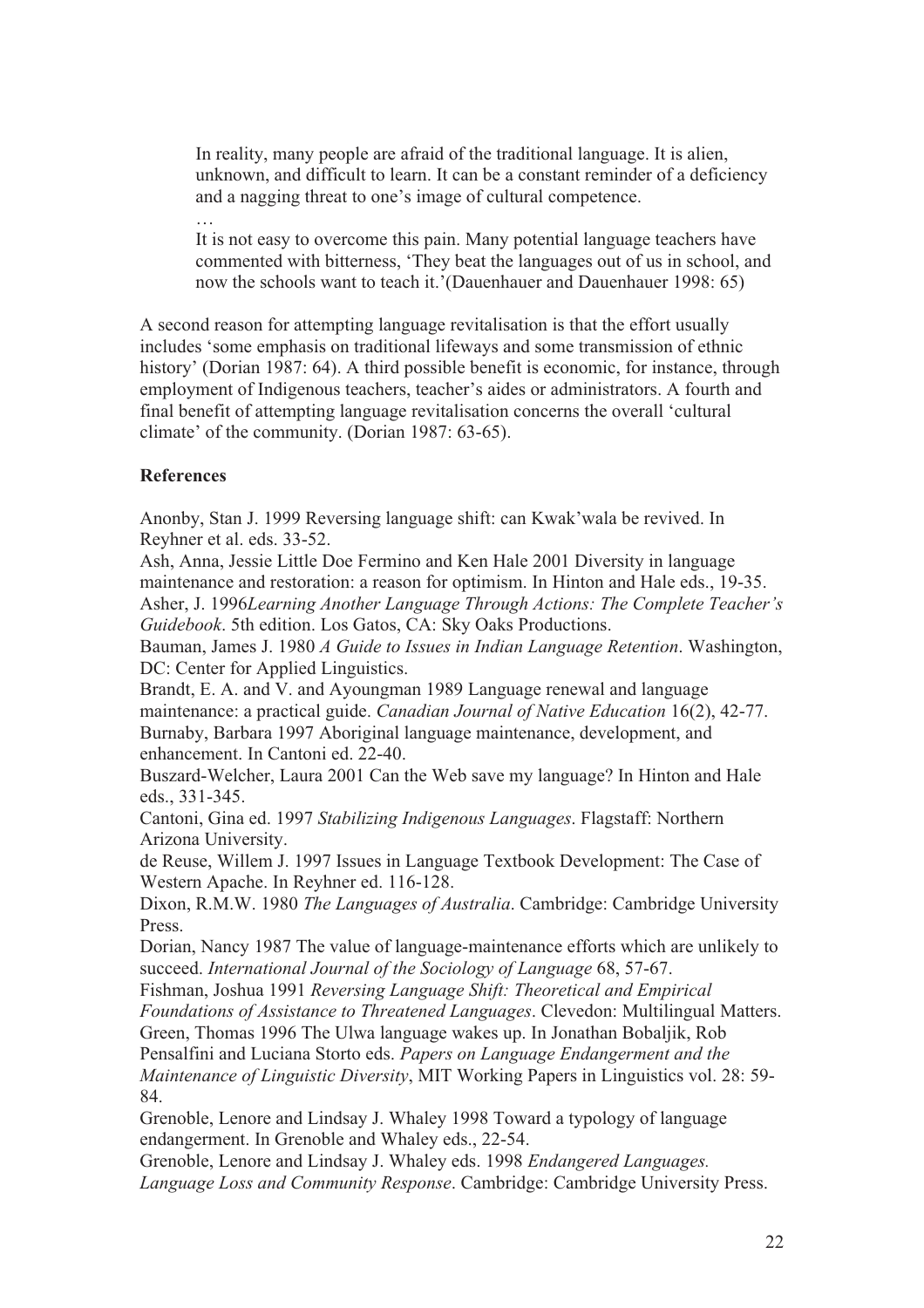> In reality, many people are afraid of the traditional language. It is alien, unknown, and difficult to learn. It can be a constant reminder of a deficiency and a nagging threat to one's image of cultural competence.
>
> …
>
> It is not easy to overcome this pain. Many potential language teachers have commented with bitterness, 'They beat the languages out of us in school, and now the schools want to teach it.'(Dauenhauer and Dauenhauer 1998: 65)

A second reason for attempting language revitalisation is that the effort usually includes 'some emphasis on traditional lifeways and some transmission of ethnic history' (Dorian 1987: 64). A third possible benefit is economic, for instance, through employment of Indigenous teachers, teacher's aides or administrators. A fourth and final benefit of attempting language revitalisation concerns the overall 'cultural climate' of the community. (Dorian 1987: 63-65).

**References**

Anonby, Stan J. 1999 Reversing language shift: can Kwak'wala be revived. In Reyhner et al. eds. 33-52.

Ash, Anna, Jessie Little Doe Fermino and Ken Hale 2001 Diversity in language maintenance and restoration: a reason for optimism. In Hinton and Hale eds., 19-35.

Asher, J. 1996*Learning Another Language Through Actions: The Complete Teacher's Guidebook*. 5th edition. Los Gatos, CA: Sky Oaks Productions.

Bauman, James J. 1980 *A Guide to Issues in Indian Language Retention*. Washington, DC: Center for Applied Linguistics.

Brandt, E. A. and V. and Ayoungman 1989 Language renewal and language maintenance: a practical guide. *Canadian Journal of Native Education* 16(2), 42-77.

Burnaby, Barbara 1997 Aboriginal language maintenance, development, and enhancement. In Cantoni ed. 22-40.

Buszard-Welcher, Laura 2001 Can the Web save my language? In Hinton and Hale eds., 331-345.

Cantoni, Gina ed. 1997 *Stabilizing Indigenous Languages*. Flagstaff: Northern Arizona University.

de Reuse, Willem J. 1997 Issues in Language Textbook Development: The Case of Western Apache. In Reyhner ed. 116-128.

Dixon, R.M.W. 1980 *The Languages of Australia*. Cambridge: Cambridge University Press.

Dorian, Nancy 1987 The value of language-maintenance efforts which are unlikely to succeed. *International Journal of the Sociology of Language* 68, 57-67.

Fishman, Joshua 1991 *Reversing Language Shift: Theoretical and Empirical Foundations of Assistance to Threatened Languages*. Clevedon: Multilingual Matters.

Green, Thomas 1996 The Ulwa language wakes up. In Jonathan Bobaljik, Rob Pensalfini and Luciana Storto eds. *Papers on Language Endangerment and the Maintenance of Linguistic Diversity*, MIT Working Papers in Linguistics vol. 28: 59-84.

Grenoble, Lenore and Lindsay J. Whaley 1998 Toward a typology of language endangerment. In Grenoble and Whaley eds., 22-54.

Grenoble, Lenore and Lindsay J. Whaley eds. 1998 *Endangered Languages. Language Loss and Community Response*. Cambridge: Cambridge University Press.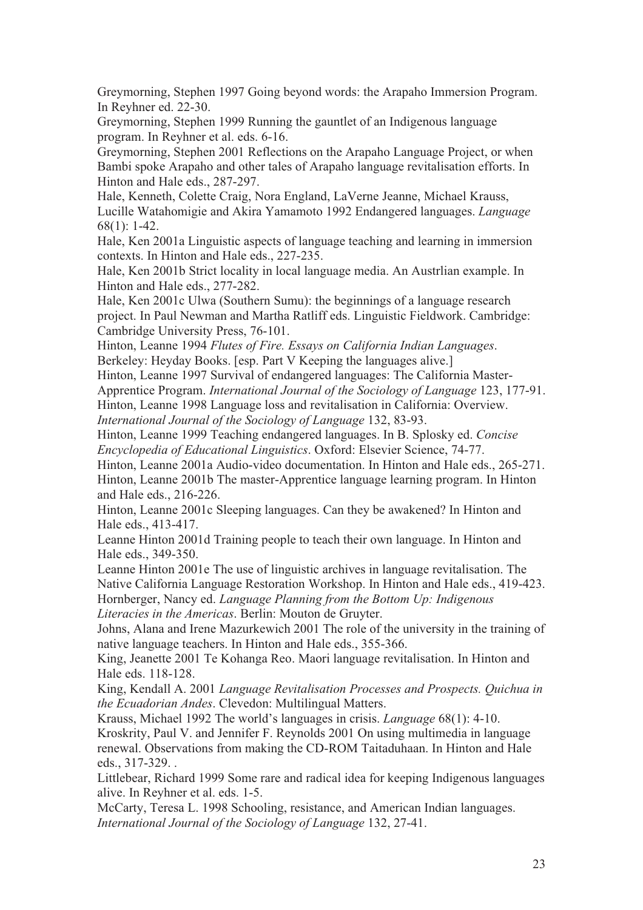Greymorning, Stephen 1997 Going beyond words: the Arapaho Immersion Program. In Reyhner ed. 22-30.

Greymorning, Stephen 1999 Running the gauntlet of an Indigenous language program. In Reyhner et al. eds. 6-16.

Greymorning, Stephen 2001 Reflections on the Arapaho Language Project, or when Bambi spoke Arapaho and other tales of Arapaho language revitalisation efforts. In Hinton and Hale eds., 287-297.

Hale, Kenneth, Colette Craig, Nora England, LaVerne Jeanne, Michael Krauss, Lucille Watahomigie and Akira Yamamoto 1992 Endangered languages. *Language* 68(1): 1-42.

Hale, Ken 2001a Linguistic aspects of language teaching and learning in immersion contexts. In Hinton and Hale eds., 227-235.

Hale, Ken 2001b Strict locality in local language media. An Austrlian example. In Hinton and Hale eds., 277-282.

Hale, Ken 2001c Ulwa (Southern Sumu): the beginnings of a language research project. In Paul Newman and Martha Ratliff eds. Linguistic Fieldwork. Cambridge: Cambridge University Press, 76-101.

Hinton, Leanne 1994 *Flutes of Fire. Essays on California Indian Languages*. Berkeley: Heyday Books. [esp. Part V Keeping the languages alive.]

Hinton, Leanne 1997 Survival of endangered languages: The California Master-Apprentice Program. *International Journal of the Sociology of Language* 123, 177-91.

Hinton, Leanne 1998 Language loss and revitalisation in California: Overview. *International Journal of the Sociology of Language* 132, 83-93.

Hinton, Leanne 1999 Teaching endangered languages. In B. Splosky ed. *Concise Encyclopedia of Educational Linguistics*. Oxford: Elsevier Science, 74-77.

Hinton, Leanne 2001a Audio-video documentation. In Hinton and Hale eds., 265-271.

Hinton, Leanne 2001b The master-Apprentice language learning program. In Hinton and Hale eds., 216-226.

Hinton, Leanne 2001c Sleeping languages. Can they be awakened? In Hinton and Hale eds., 413-417.

Leanne Hinton 2001d Training people to teach their own language. In Hinton and Hale eds., 349-350.

Leanne Hinton 2001e The use of linguistic archives in language revitalisation. The Native California Language Restoration Workshop. In Hinton and Hale eds., 419-423.

Hornberger, Nancy ed. *Language Planning from the Bottom Up: Indigenous Literacies in the Americas*. Berlin: Mouton de Gruyter.

Johns, Alana and Irene Mazurkewich 2001 The role of the university in the training of native language teachers. In Hinton and Hale eds., 355-366.

King, Jeanette 2001 Te Kohanga Reo. Maori language revitalisation. In Hinton and Hale eds. 118-128.

King, Kendall A. 2001 *Language Revitalisation Processes and Prospects. Quichua in the Ecuadorian Andes*. Clevedon: Multilingual Matters.

Krauss, Michael 1992 The world's languages in crisis. *Language* 68(1): 4-10.

Kroskrity, Paul V. and Jennifer F. Reynolds 2001 On using multimedia in language renewal. Observations from making the CD-ROM Taitaduhaan. In Hinton and Hale eds., 317-329. .

Littlebear, Richard 1999 Some rare and radical idea for keeping Indigenous languages alive. In Reyhner et al. eds. 1-5.

McCarty, Teresa L. 1998 Schooling, resistance, and American Indian languages. *International Journal of the Sociology of Language* 132, 27-41.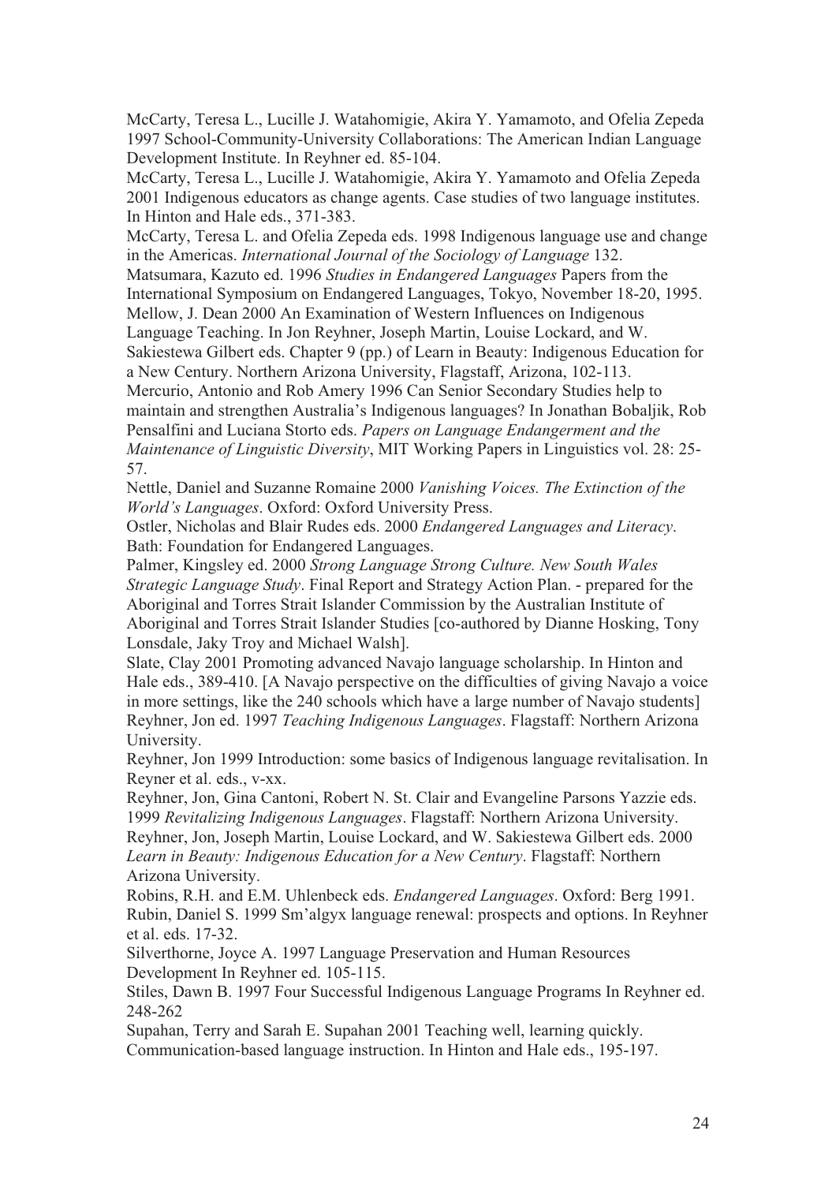McCarty, Teresa L., Lucille J. Watahomigie, Akira Y. Yamamoto, and Ofelia Zepeda 1997 School-Community-University Collaborations: The American Indian Language Development Institute. In Reyhner ed. 85-104.

McCarty, Teresa L., Lucille J. Watahomigie, Akira Y. Yamamoto and Ofelia Zepeda 2001 Indigenous educators as change agents. Case studies of two language institutes. In Hinton and Hale eds., 371-383.

McCarty, Teresa L. and Ofelia Zepeda eds. 1998 Indigenous language use and change in the Americas. *International Journal of the Sociology of Language* 132.

Matsumara, Kazuto ed. 1996 *Studies in Endangered Languages* Papers from the International Symposium on Endangered Languages, Tokyo, November 18-20, 1995.

Mellow, J. Dean 2000 An Examination of Western Influences on Indigenous Language Teaching. In Jon Reyhner, Joseph Martin, Louise Lockard, and W. Sakiestewa Gilbert eds. Chapter 9 (pp.) of Learn in Beauty: Indigenous Education for a New Century. Northern Arizona University, Flagstaff, Arizona, 102-113.

Mercurio, Antonio and Rob Amery 1996 Can Senior Secondary Studies help to maintain and strengthen Australia's Indigenous languages? In Jonathan Bobaljik, Rob Pensalfini and Luciana Storto eds. *Papers on Language Endangerment and the Maintenance of Linguistic Diversity*, MIT Working Papers in Linguistics vol. 28: 25-57.

Nettle, Daniel and Suzanne Romaine 2000 *Vanishing Voices. The Extinction of the World's Languages*. Oxford: Oxford University Press.

Ostler, Nicholas and Blair Rudes eds. 2000 *Endangered Languages and Literacy*. Bath: Foundation for Endangered Languages.

Palmer, Kingsley ed. 2000 *Strong Language Strong Culture. New South Wales Strategic Language Study*. Final Report and Strategy Action Plan. - prepared for the Aboriginal and Torres Strait Islander Commission by the Australian Institute of Aboriginal and Torres Strait Islander Studies [co-authored by Dianne Hosking, Tony Lonsdale, Jaky Troy and Michael Walsh].

Slate, Clay 2001 Promoting advanced Navajo language scholarship. In Hinton and Hale eds., 389-410. [A Navajo perspective on the difficulties of giving Navajo a voice in more settings, like the 240 schools which have a large number of Navajo students]

Reyhner, Jon ed. 1997 *Teaching Indigenous Languages*. Flagstaff: Northern Arizona University.

Reyhner, Jon 1999 Introduction: some basics of Indigenous language revitalisation. In Reyner et al. eds., v-xx.

Reyhner, Jon, Gina Cantoni, Robert N. St. Clair and Evangeline Parsons Yazzie eds. 1999 *Revitalizing Indigenous Languages*. Flagstaff: Northern Arizona University.

Reyhner, Jon, Joseph Martin, Louise Lockard, and W. Sakiestewa Gilbert eds. 2000 *Learn in Beauty: Indigenous Education for a New Century*. Flagstaff: Northern Arizona University.

Robins, R.H. and E.M. Uhlenbeck eds. *Endangered Languages*. Oxford: Berg 1991.

Rubin, Daniel S. 1999 Sm'algyx language renewal: prospects and options. In Reyhner et al. eds. 17-32.

Silverthorne, Joyce A. 1997 Language Preservation and Human Resources Development In Reyhner ed. 105-115.

Stiles, Dawn B. 1997 Four Successful Indigenous Language Programs In Reyhner ed. 248-262

Supahan, Terry and Sarah E. Supahan 2001 Teaching well, learning quickly. Communication-based language instruction. In Hinton and Hale eds., 195-197.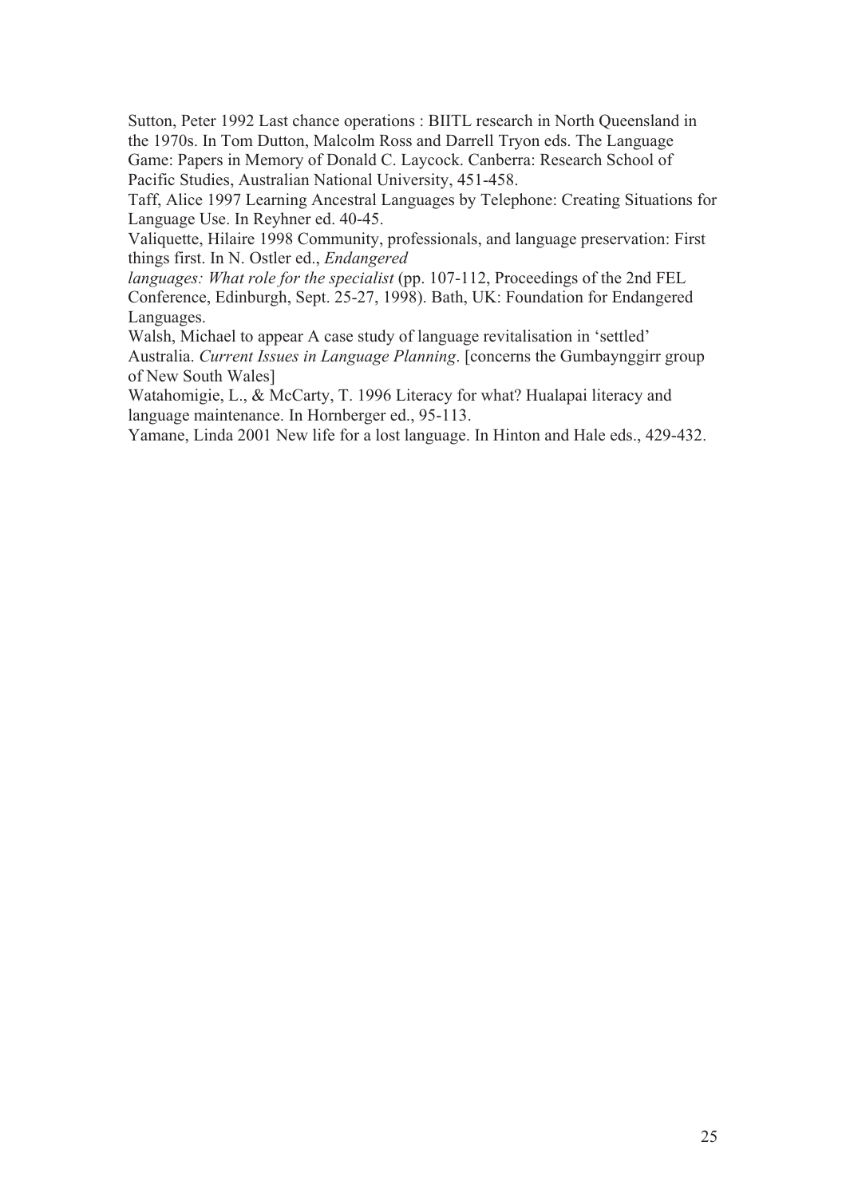Sutton, Peter 1992 Last chance operations : BIITL research in North Queensland in the 1970s. In Tom Dutton, Malcolm Ross and Darrell Tryon eds. The Language Game: Papers in Memory of Donald C. Laycock. Canberra: Research School of Pacific Studies, Australian National University, 451-458.

Taff, Alice 1997 Learning Ancestral Languages by Telephone: Creating Situations for Language Use. In Reyhner ed. 40-45.

Valiquette, Hilaire 1998 Community, professionals, and language preservation: First things first. In N. Ostler ed., *Endangered languages: What role for the specialist* (pp. 107-112, Proceedings of the 2nd FEL Conference, Edinburgh, Sept. 25-27, 1998). Bath, UK: Foundation for Endangered Languages.

Walsh, Michael to appear A case study of language revitalisation in 'settled' Australia. *Current Issues in Language Planning*. [concerns the Gumbaynggirr group of New South Wales]

Watahomigie, L., & McCarty, T. 1996 Literacy for what? Hualapai literacy and language maintenance. In Hornberger ed., 95-113.

Yamane, Linda 2001 New life for a lost language. In Hinton and Hale eds., 429-432.